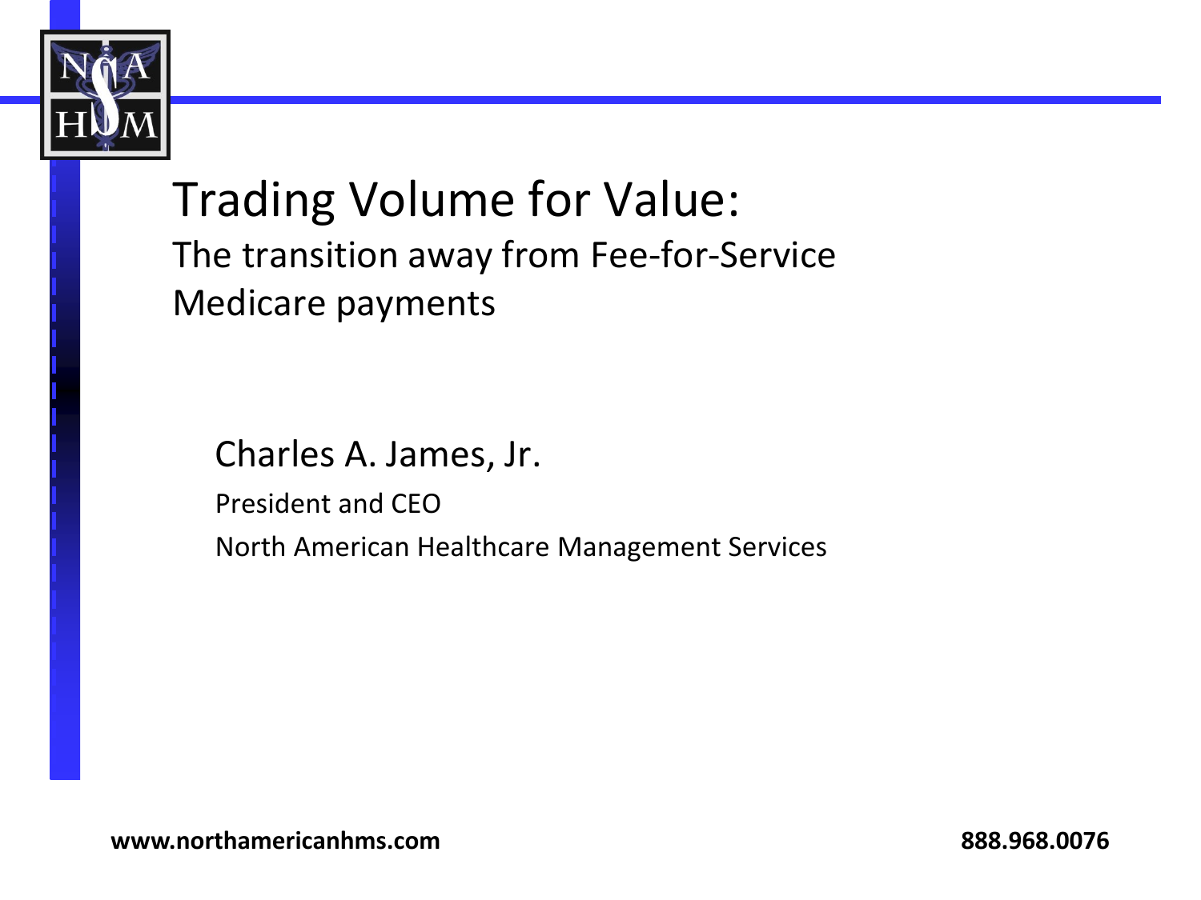# Trading Volume for Value:

## The transition away from Fee-for-Service Medicare payments

Charles A. James, Jr.

President and CEO

North American Healthcare Management Services

**www.northamericanhms.com** **888.968.0076**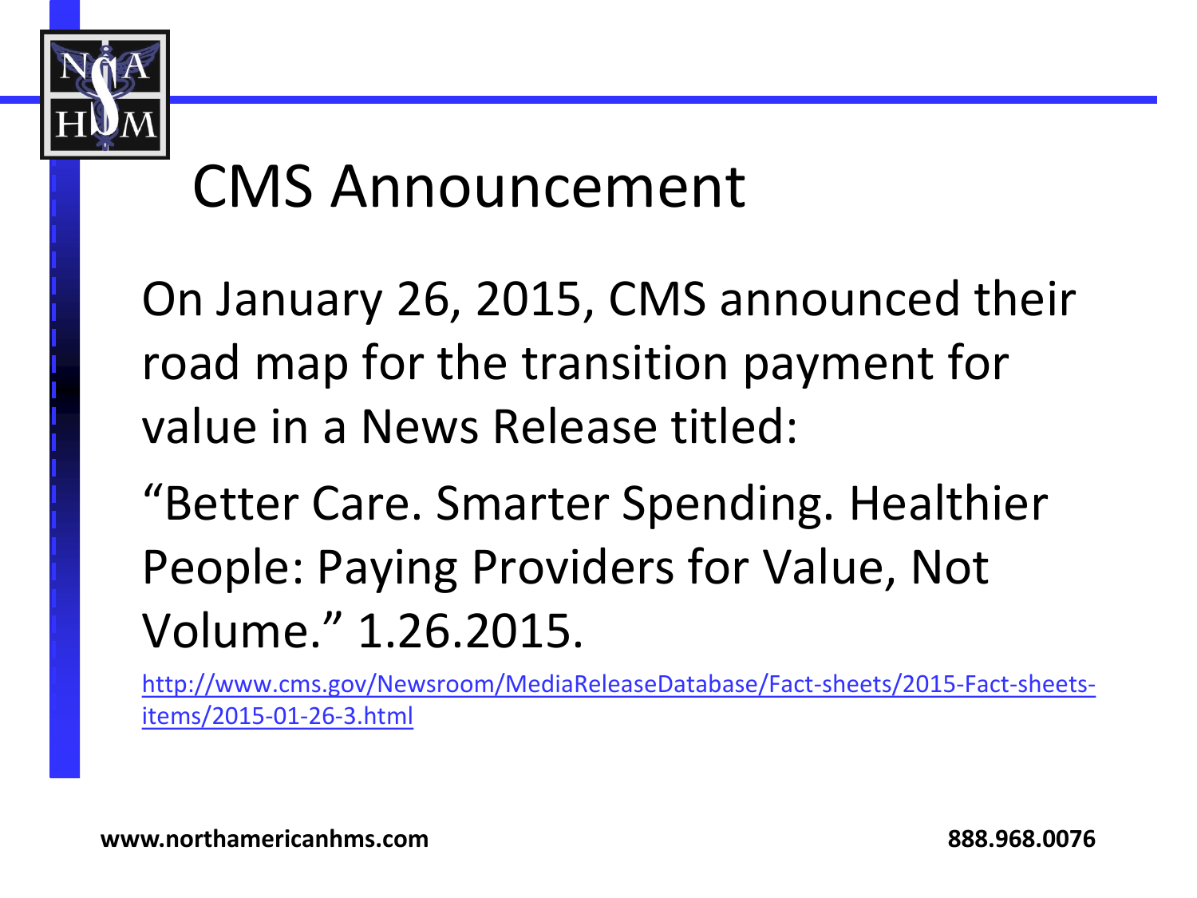# CMS Announcement

On January 26, 2015, CMS announced their road map for the transition payment for value in a News Release titled:

"Better Care. Smarter Spending. Healthier People: Paying Providers for Value, Not Volume." 1.26.2015.

http://www.cms.gov/Newsroom/MediaReleaseDatabase/Fact-sheets/2015-Fact-sheets-items/2015-01-26-3.html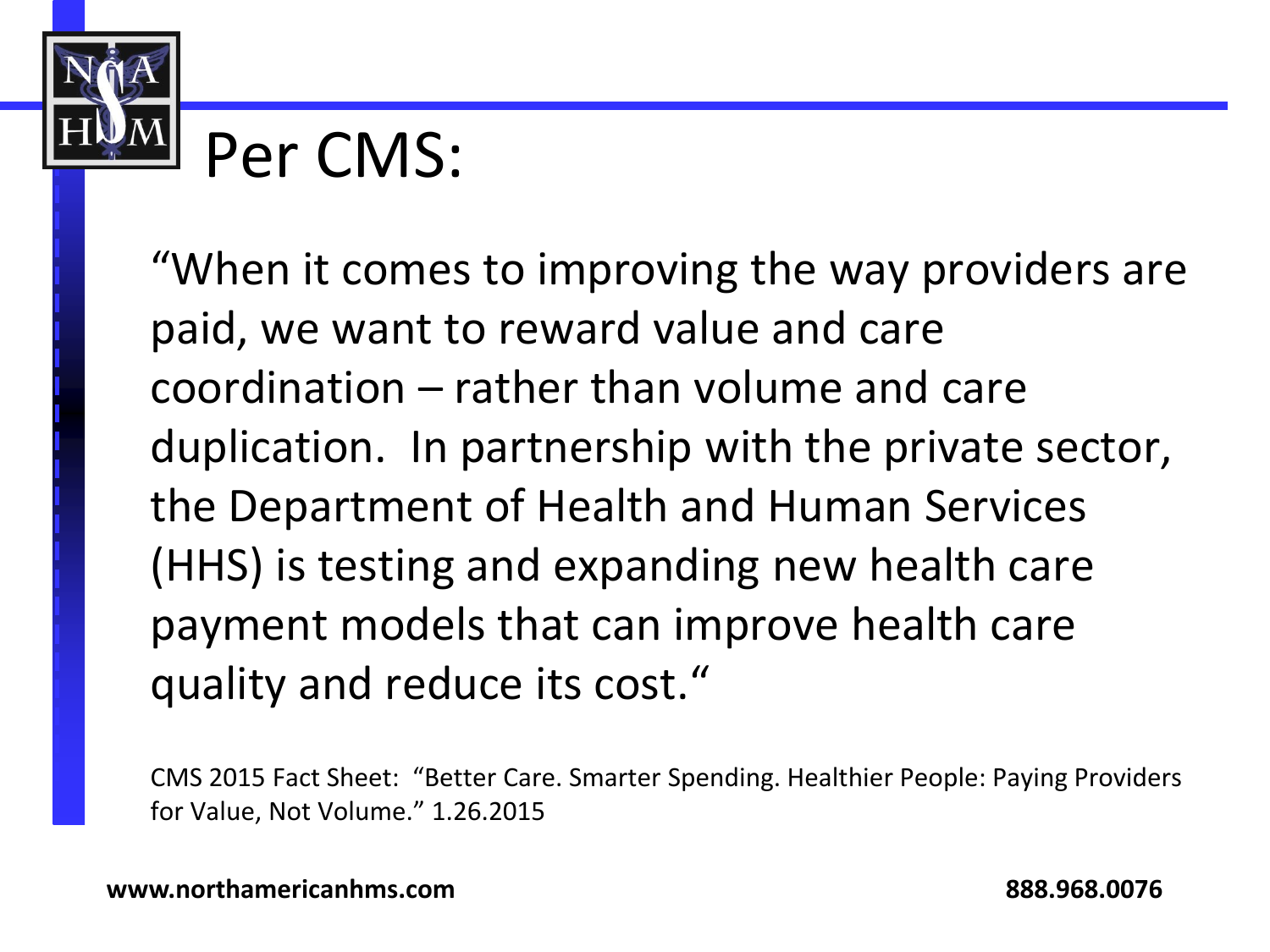# Per CMS:

"When it comes to improving the way providers are paid, we want to reward value and care coordination – rather than volume and care duplication. In partnership with the private sector, the Department of Health and Human Services (HHS) is testing and expanding new health care payment models that can improve health care quality and reduce its cost."

CMS 2015 Fact Sheet: "Better Care. Smarter Spending. Healthier People: Paying Providers for Value, Not Volume." 1.26.2015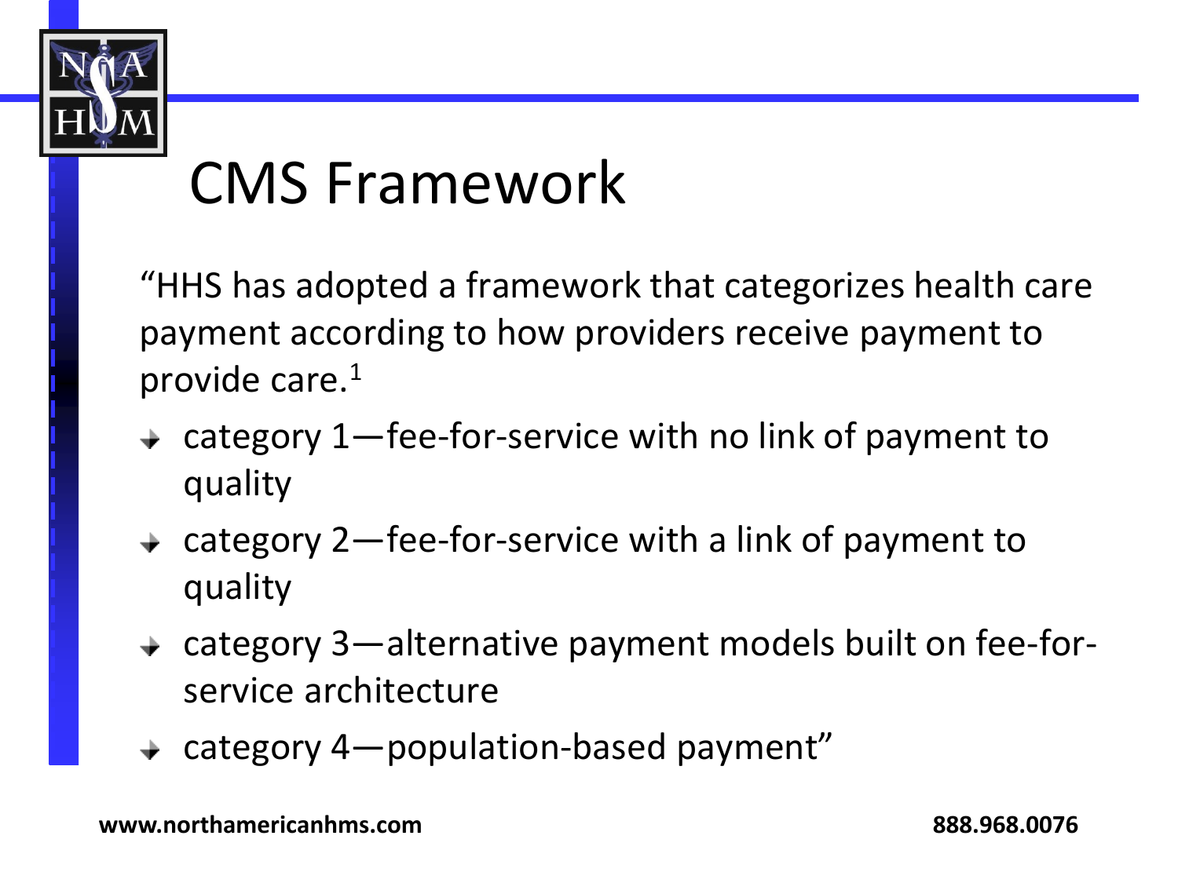# CMS Framework

"HHS has adopted a framework that categorizes health care payment according to how providers receive payment to provide care.[1]

- category 1—fee-for-service with no link of payment to quality
- category 2—fee-for-service with a link of payment to quality
- category 3—alternative payment models built on fee-for-service architecture
- category 4—population-based payment"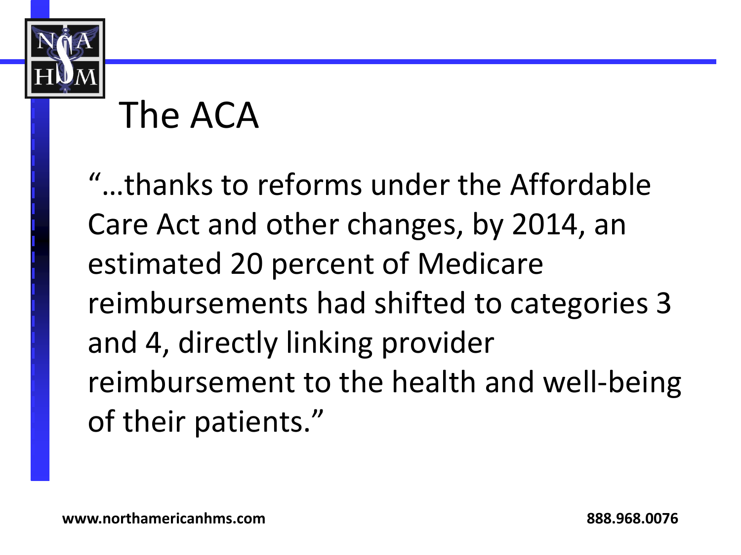# The ACA

"…thanks to reforms under the Affordable Care Act and other changes, by 2014, an estimated 20 percent of Medicare reimbursements had shifted to categories 3 and 4, directly linking provider reimbursement to the health and well-being of their patients."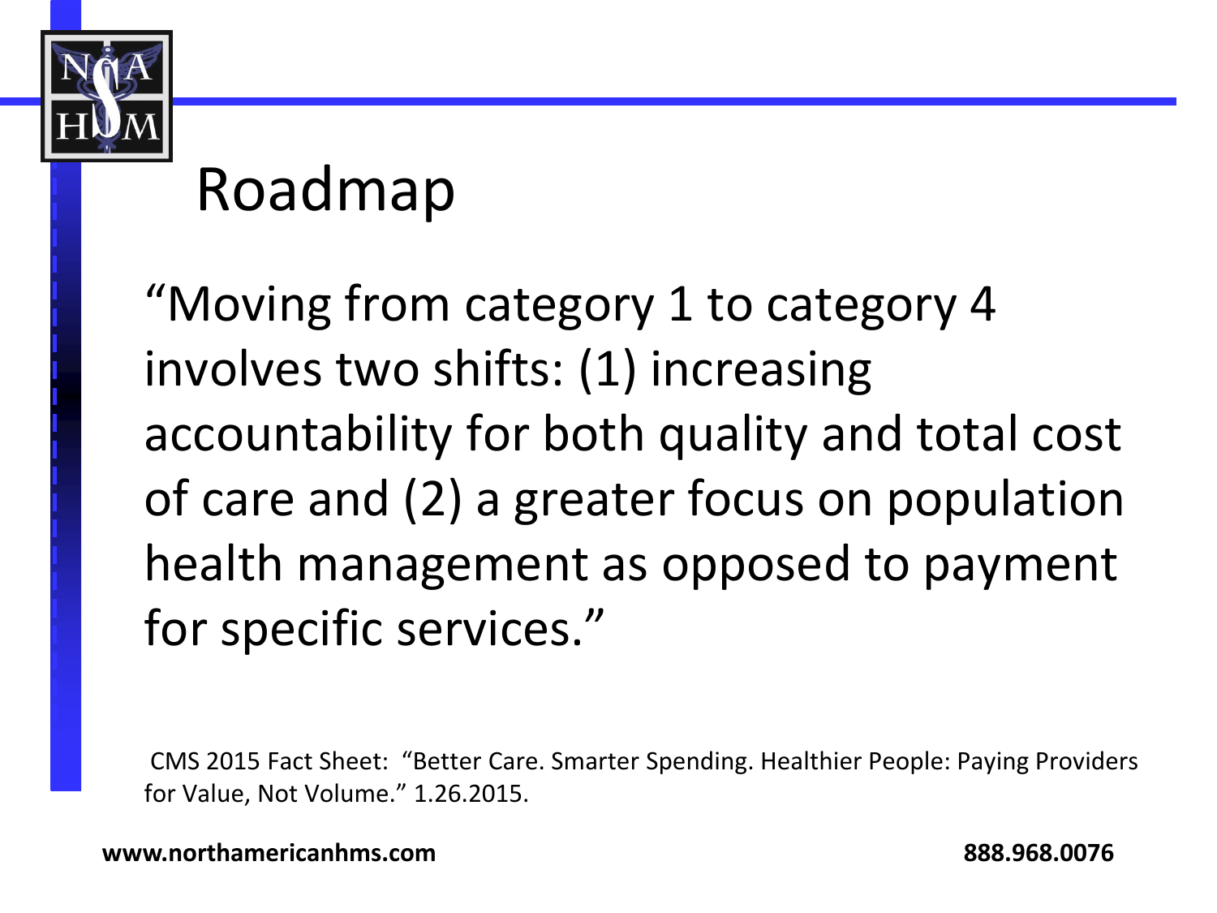# Roadmap

"Moving from category 1 to category 4 involves two shifts: (1) increasing accountability for both quality and total cost of care and (2) a greater focus on population health management as opposed to payment for specific services."

CMS 2015 Fact Sheet: "Better Care. Smarter Spending. Healthier People: Paying Providers for Value, Not Volume." 1.26.2015.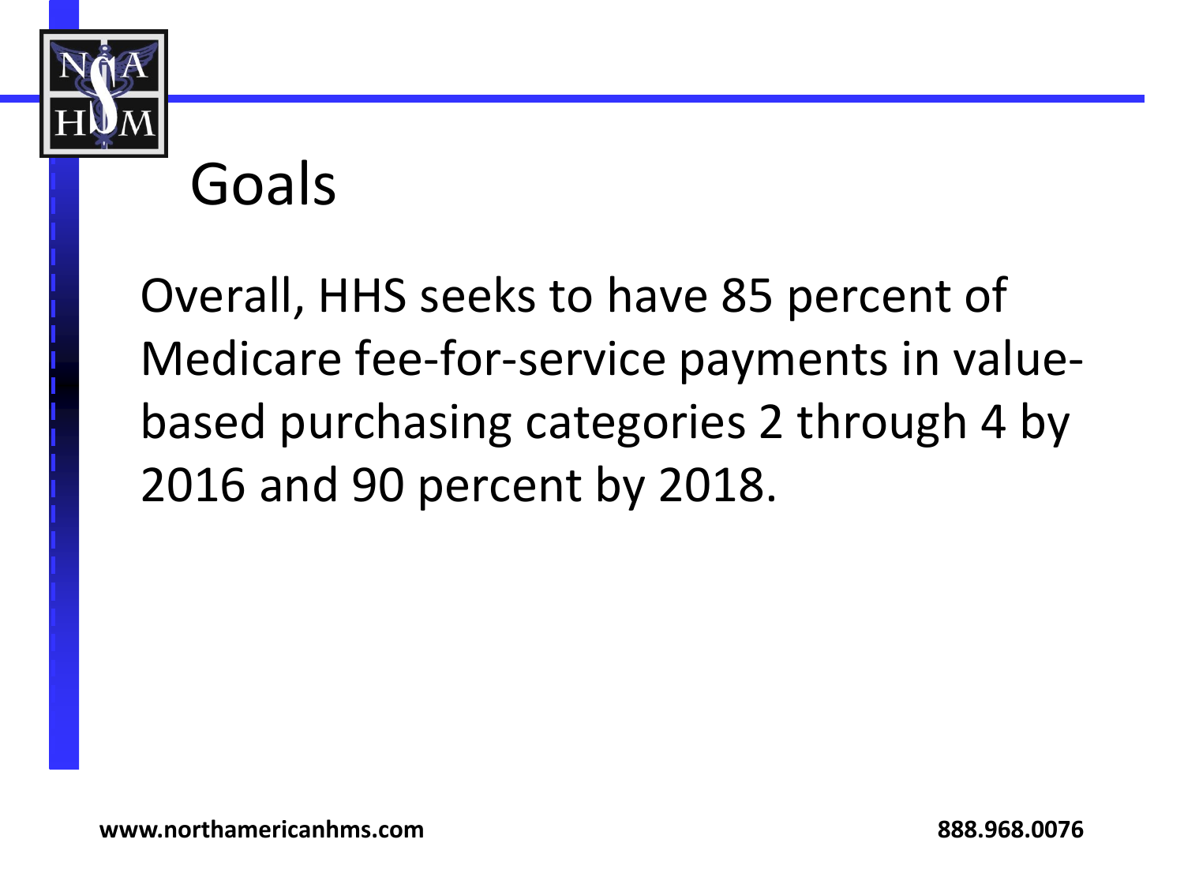# Goals

Overall, HHS seeks to have 85 percent of Medicare fee-for-service payments in value-based purchasing categories 2 through 4 by 2016 and 90 percent by 2018.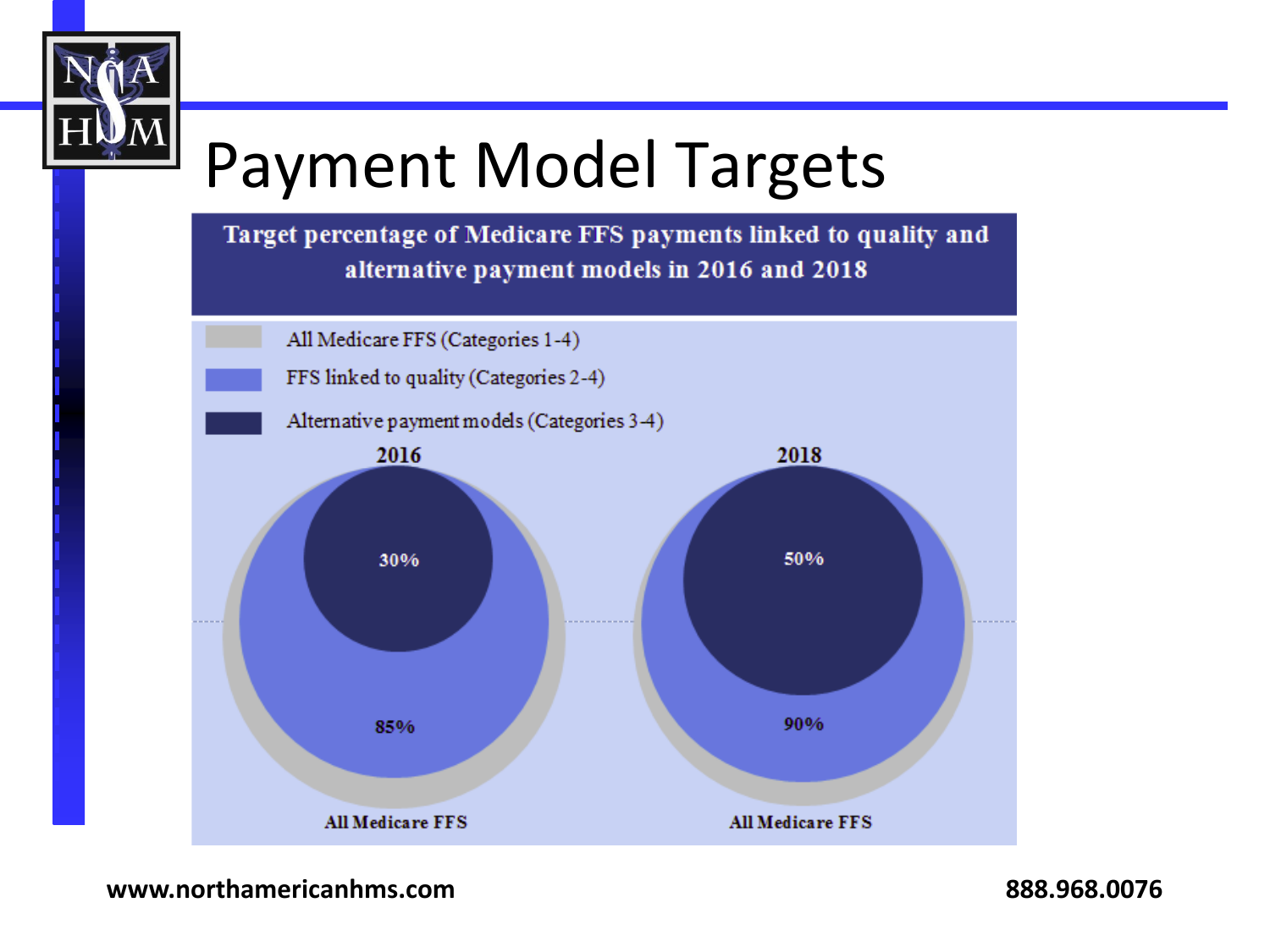# Payment Model Targets

**Target percentage of Medicare FFS payments linked to quality and alternative payment models in 2016 and 2018**

- All Medicare FFS (Categories 1-4)
- FFS linked to quality (Categories 2-4)
- Alternative payment models (Categories 3-4)

| | 2016 | 2018 |
|---|---|---|
| Alternative payment models (Categories 3-4) | 30% | 50% |
| FFS linked to quality (Categories 2-4) | 85% | 90% |
| | All Medicare FFS | All Medicare FFS |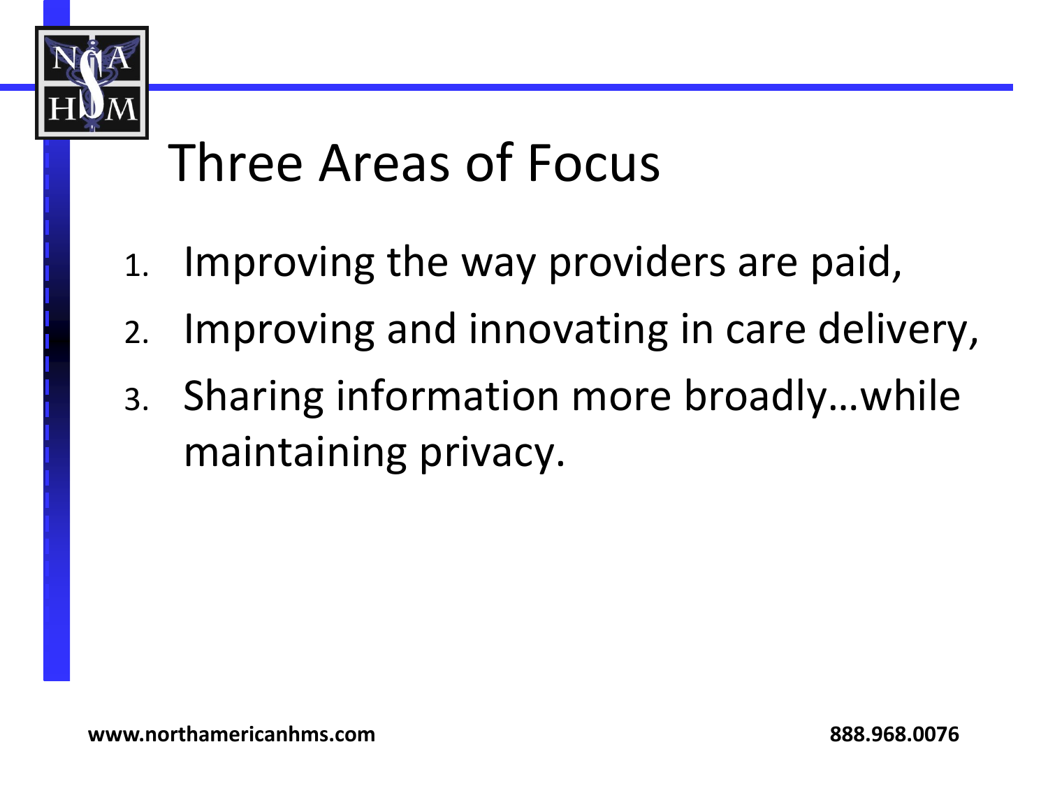# Three Areas of Focus

1. Improving the way providers are paid,
2. Improving and innovating in care delivery,
3. Sharing information more broadly…while maintaining privacy.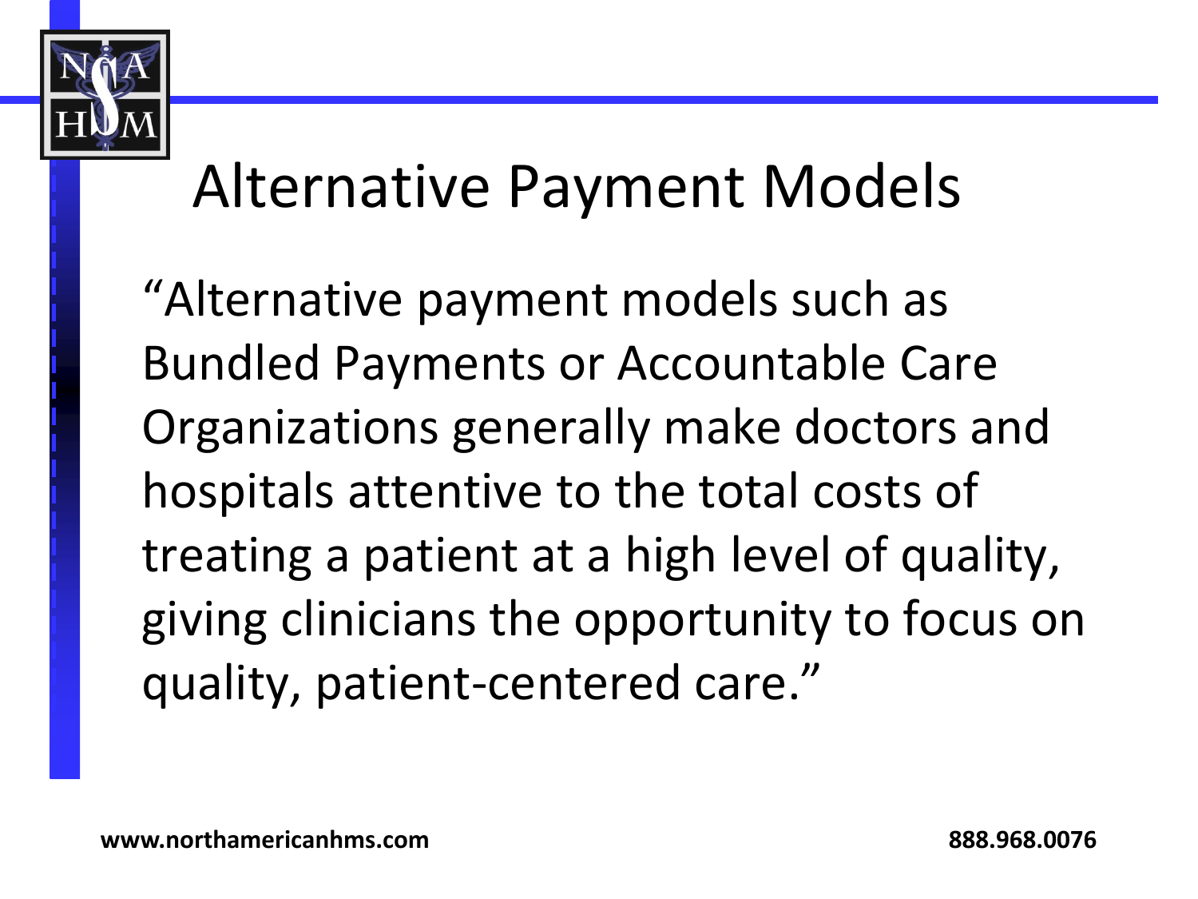# Alternative Payment Models

"Alternative payment models such as Bundled Payments or Accountable Care Organizations generally make doctors and hospitals attentive to the total costs of treating a patient at a high level of quality, giving clinicians the opportunity to focus on quality, patient-centered care."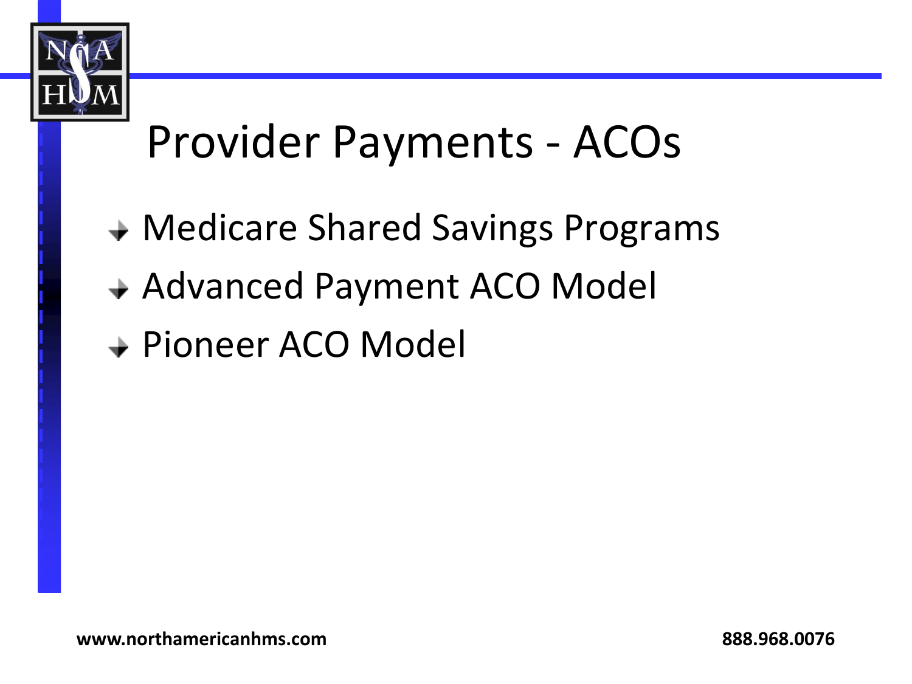# Provider Payments - ACOs

- Medicare Shared Savings Programs
- Advanced Payment ACO Model
- Pioneer ACO Model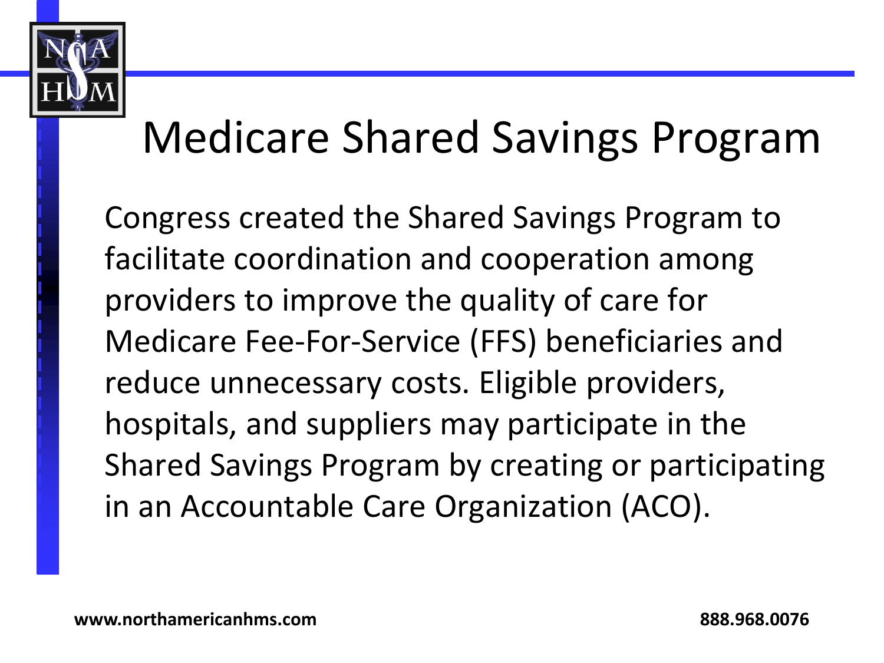# Medicare Shared Savings Program

Congress created the Shared Savings Program to facilitate coordination and cooperation among providers to improve the quality of care for Medicare Fee-For-Service (FFS) beneficiaries and reduce unnecessary costs. Eligible providers, hospitals, and suppliers may participate in the Shared Savings Program by creating or participating in an Accountable Care Organization (ACO).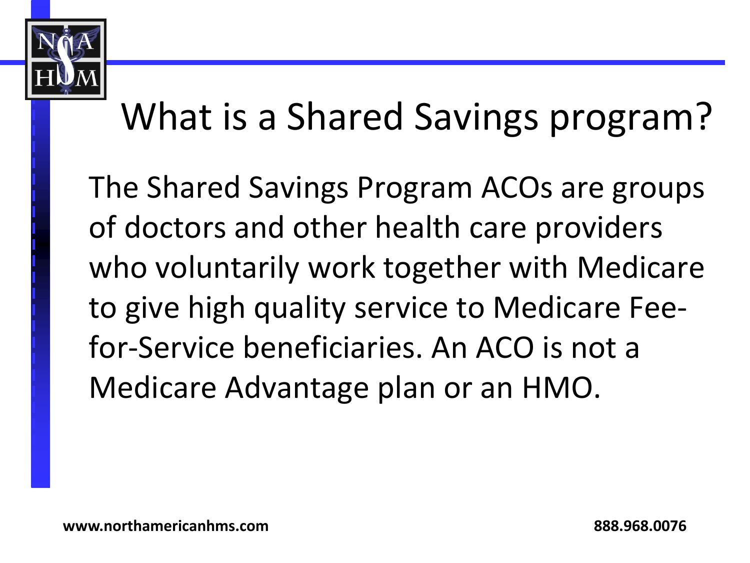# What is a Shared Savings program?

The Shared Savings Program ACOs are groups of doctors and other health care providers who voluntarily work together with Medicare to give high quality service to Medicare Fee-for-Service beneficiaries. An ACO is not a Medicare Advantage plan or an HMO.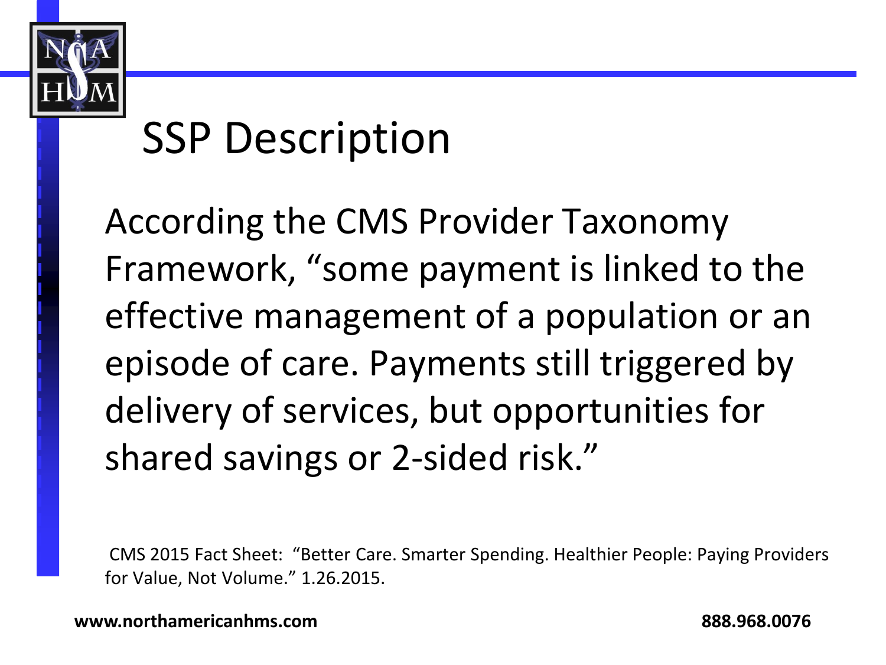# SSP Description

According the CMS Provider Taxonomy Framework, "some payment is linked to the effective management of a population or an episode of care. Payments still triggered by delivery of services, but opportunities for shared savings or 2-sided risk."

CMS 2015 Fact Sheet: "Better Care. Smarter Spending. Healthier People: Paying Providers for Value, Not Volume." 1.26.2015.

**www.northamericanhms.com** **888.968.0076**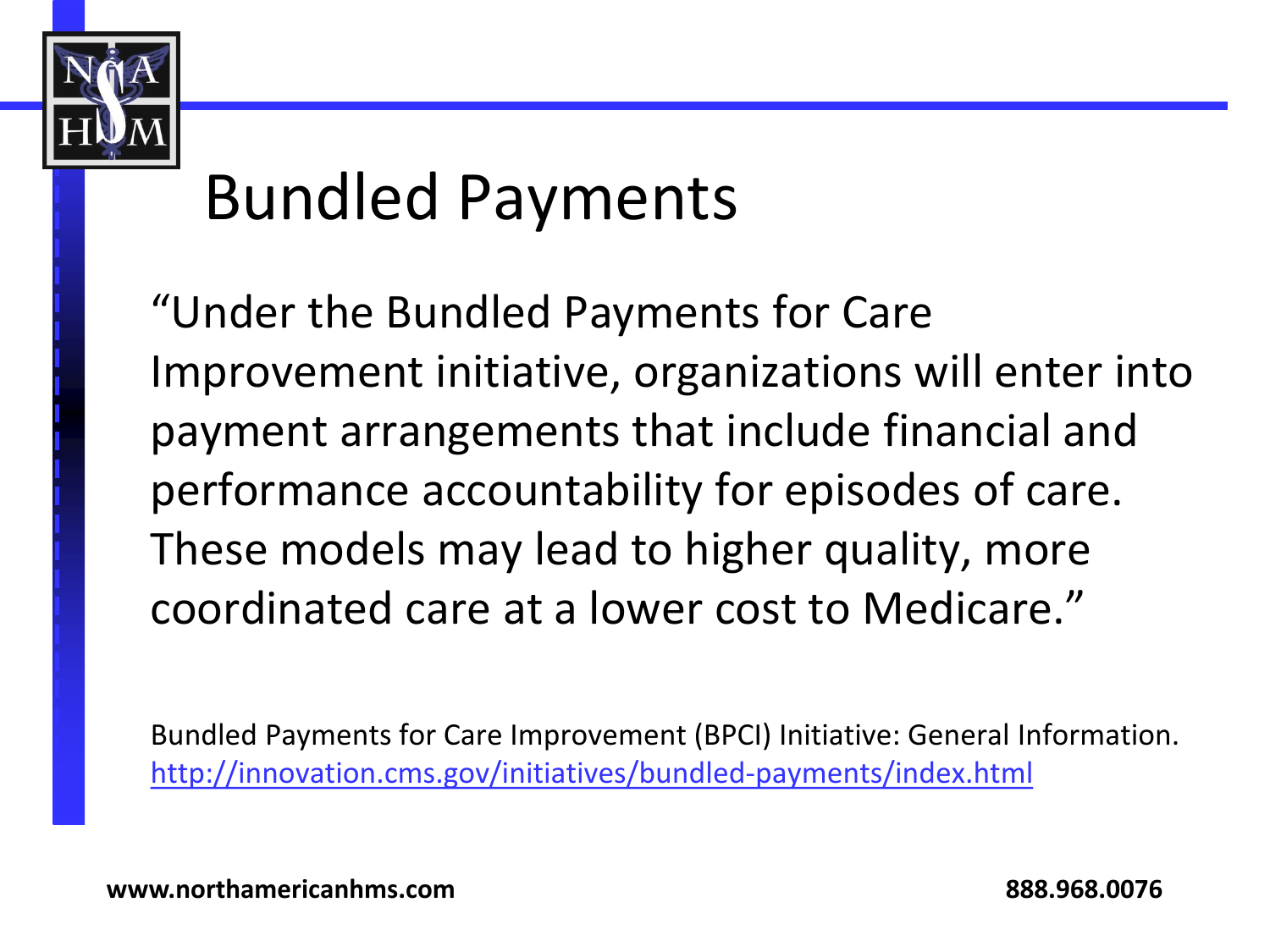# Bundled Payments

"Under the Bundled Payments for Care Improvement initiative, organizations will enter into payment arrangements that include financial and performance accountability for episodes of care. These models may lead to higher quality, more coordinated care at a lower cost to Medicare."

Bundled Payments for Care Improvement (BPCI) Initiative: General Information. http://innovation.cms.gov/initiatives/bundled-payments/index.html

**www.northamericanhms.com** **888.968.0076**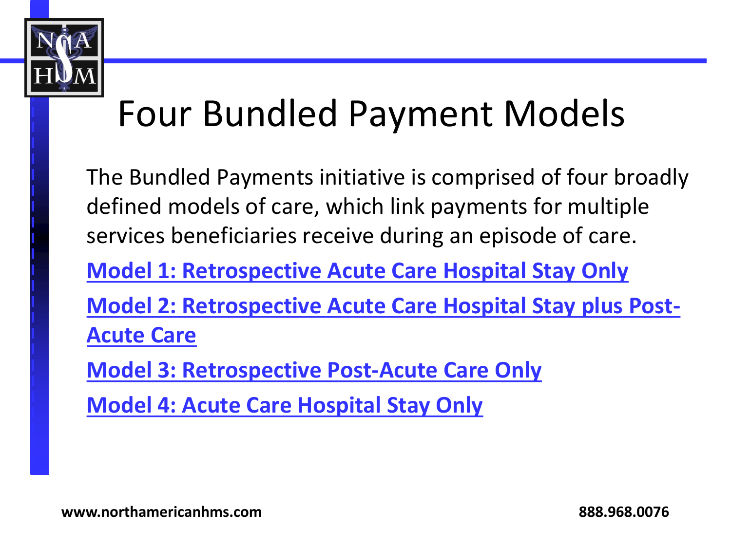# Four Bundled Payment Models

The Bundled Payments initiative is comprised of four broadly defined models of care, which link payments for multiple services beneficiaries receive during an episode of care.

**Model 1: Retrospective Acute Care Hospital Stay Only**

**Model 2: Retrospective Acute Care Hospital Stay plus Post-Acute Care**

**Model 3: Retrospective Post-Acute Care Only**

**Model 4: Acute Care Hospital Stay Only**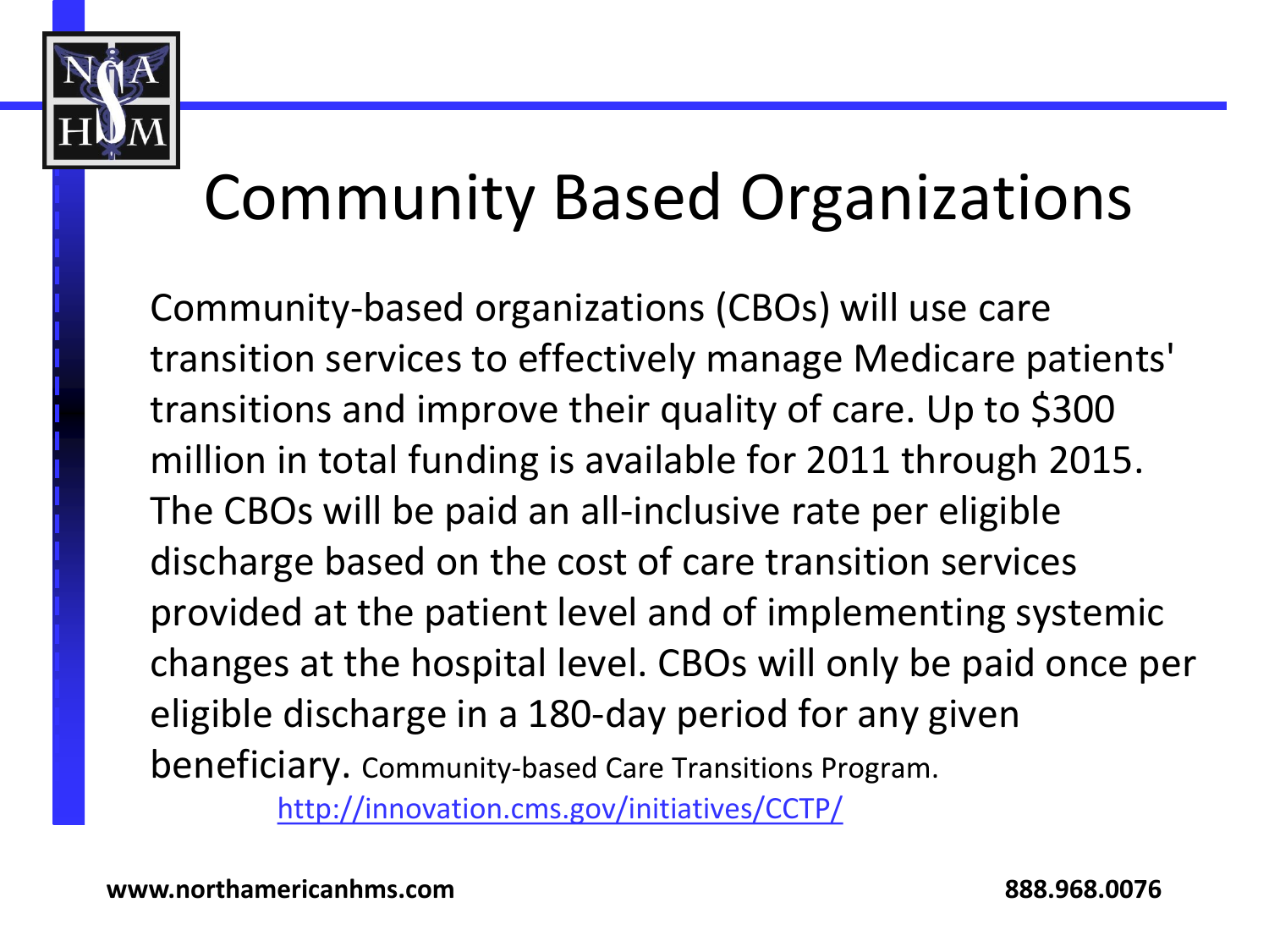# Community Based Organizations

Community-based organizations (CBOs) will use care transition services to effectively manage Medicare patients' transitions and improve their quality of care. Up to $300 million in total funding is available for 2011 through 2015. The CBOs will be paid an all-inclusive rate per eligible discharge based on the cost of care transition services provided at the patient level and of implementing systemic changes at the hospital level. CBOs will only be paid once per eligible discharge in a 180-day period for any given beneficiary. Community-based Care Transitions Program. http://innovation.cms.gov/initiatives/CCTP/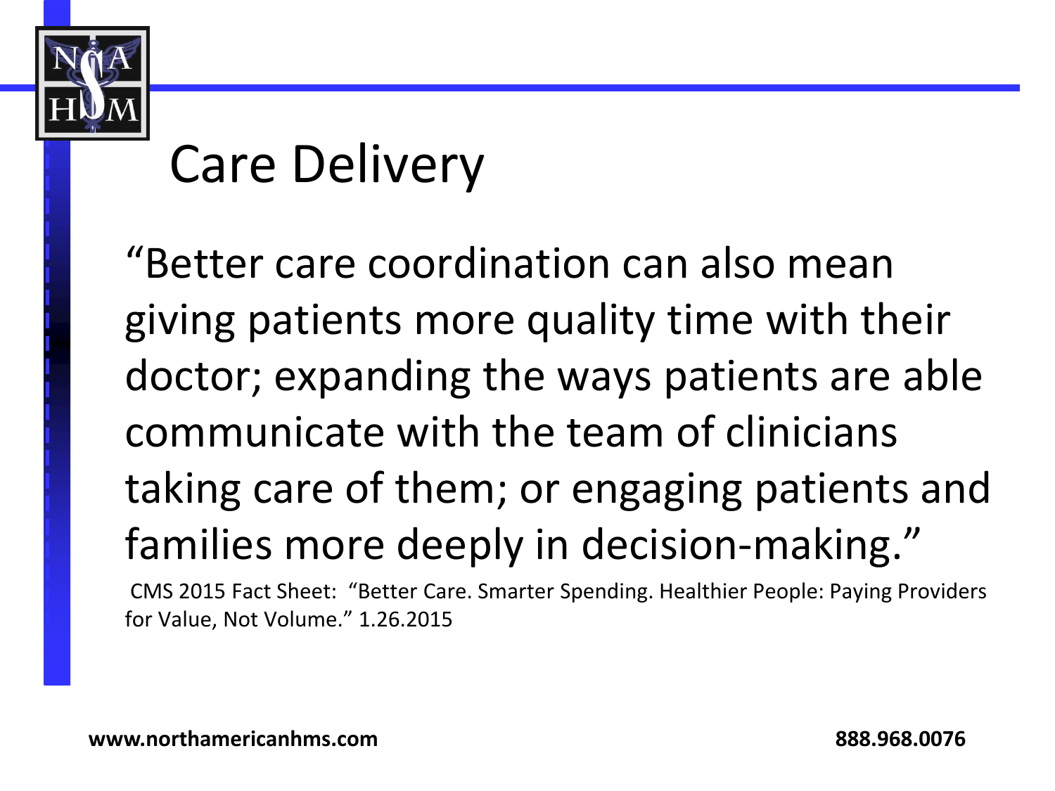# Care Delivery

"Better care coordination can also mean giving patients more quality time with their doctor; expanding the ways patients are able communicate with the team of clinicians taking care of them; or engaging patients and families more deeply in decision-making."

CMS 2015 Fact Sheet: "Better Care. Smarter Spending. Healthier People: Paying Providers for Value, Not Volume." 1.26.2015

**www.northamericanhms.com** **888.968.0076**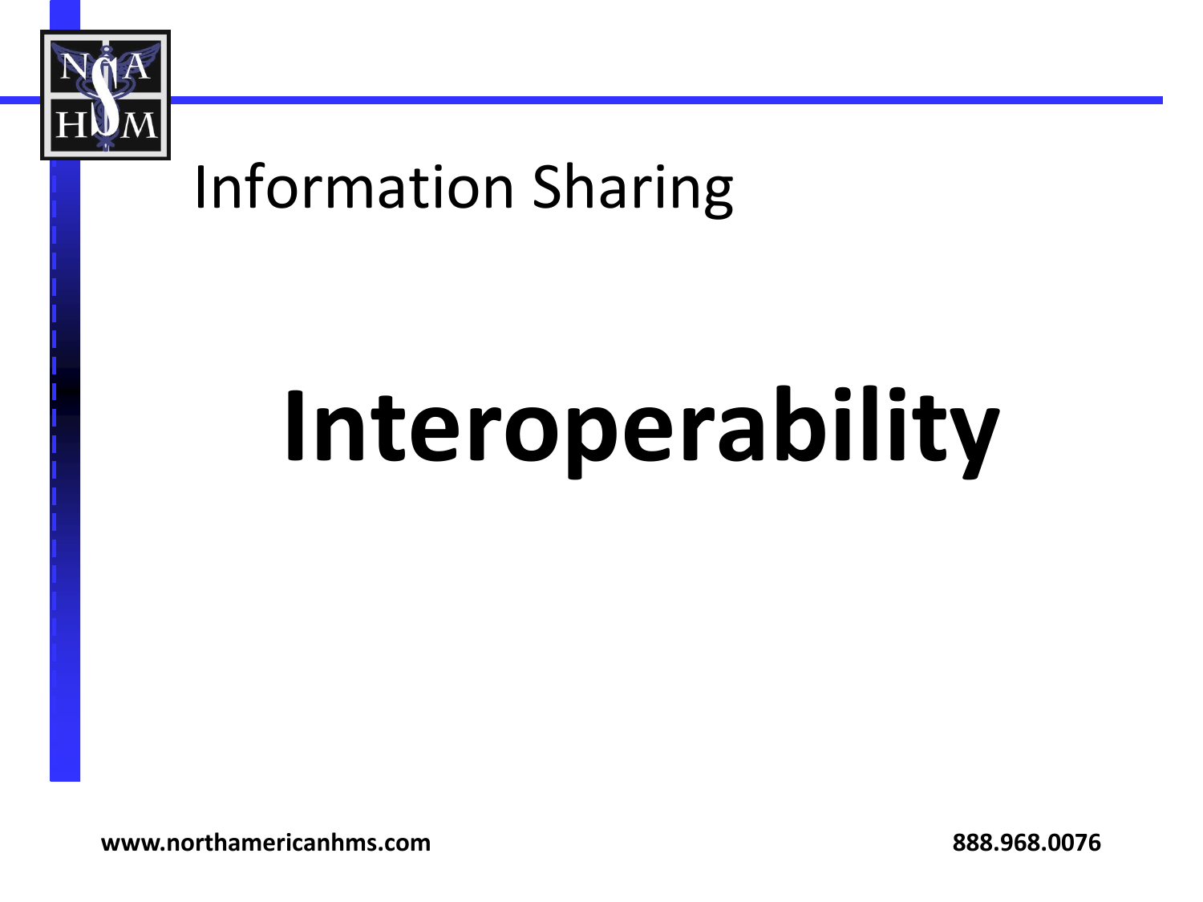# Information Sharing

# **Interoperability**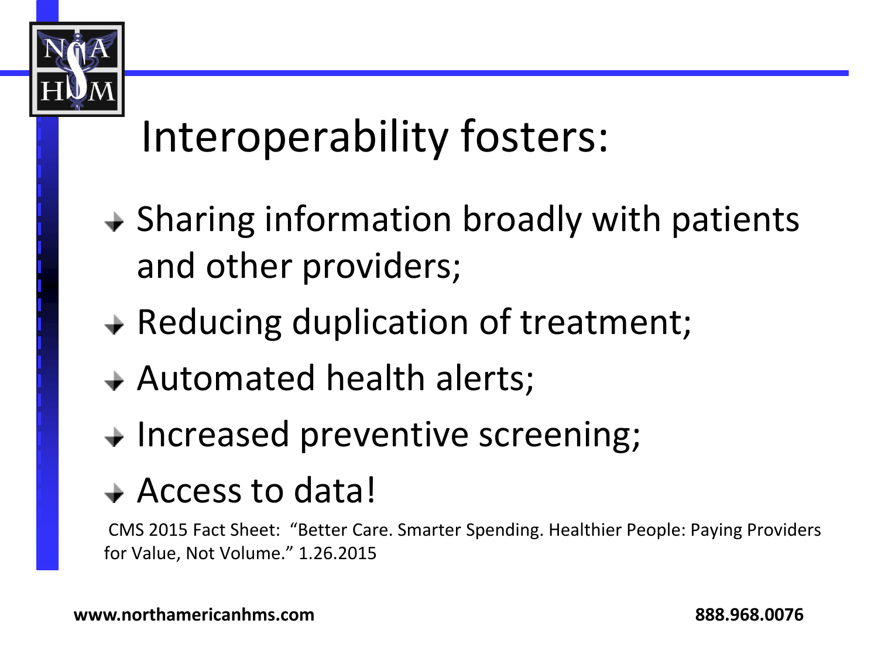# Interoperability fosters:

- Sharing information broadly with patients and other providers;
- Reducing duplication of treatment;
- Automated health alerts;
- Increased preventive screening;
- Access to data!

CMS 2015 Fact Sheet: "Better Care. Smarter Spending. Healthier People: Paying Providers for Value, Not Volume." 1.26.2015

**www.northamericanhms.com** **888.968.0076**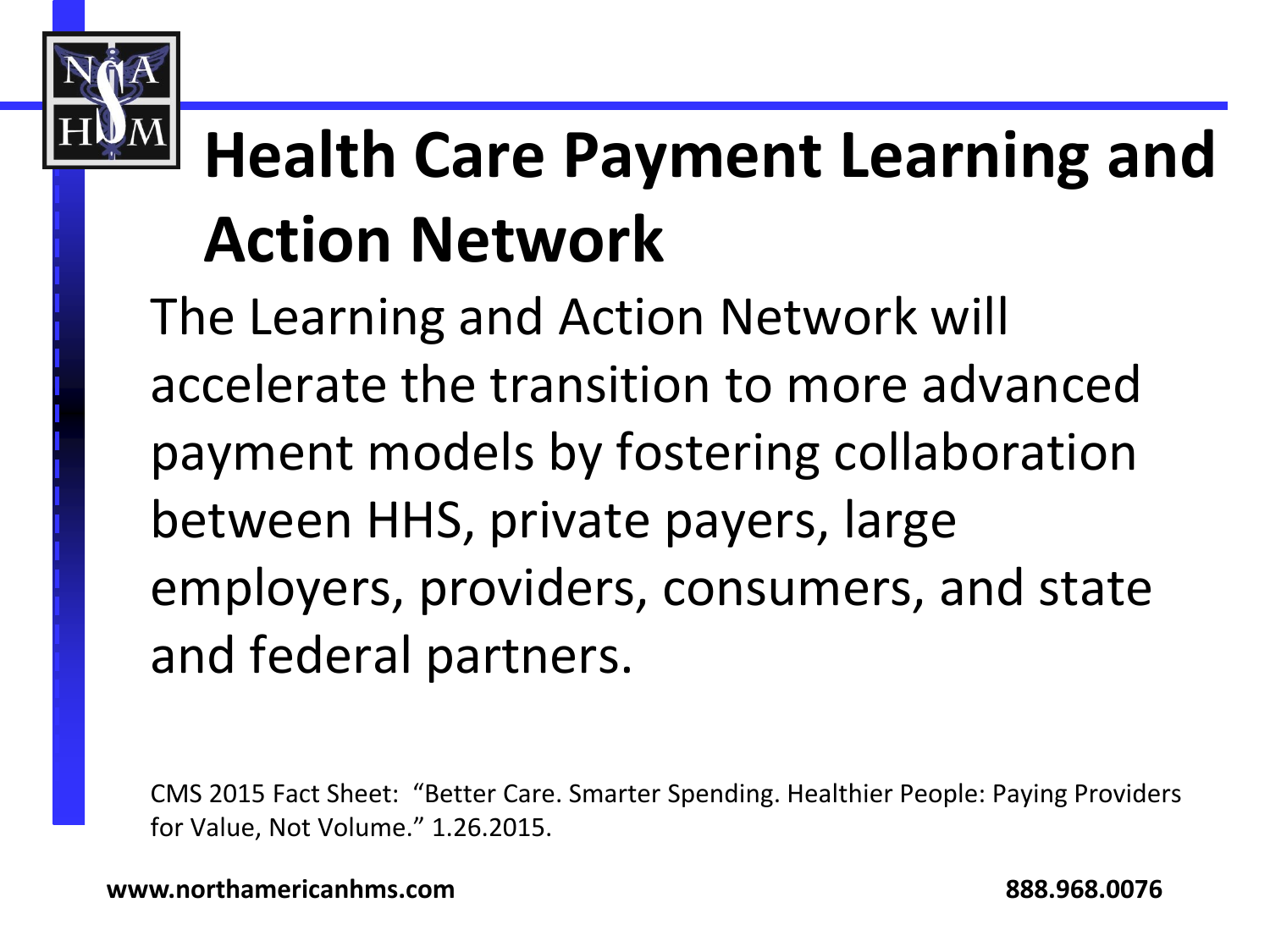# Health Care Payment Learning and Action Network

The Learning and Action Network will accelerate the transition to more advanced payment models by fostering collaboration between HHS, private payers, large employers, providers, consumers, and state and federal partners.

CMS 2015 Fact Sheet: "Better Care. Smarter Spending. Healthier People: Paying Providers for Value, Not Volume." 1.26.2015.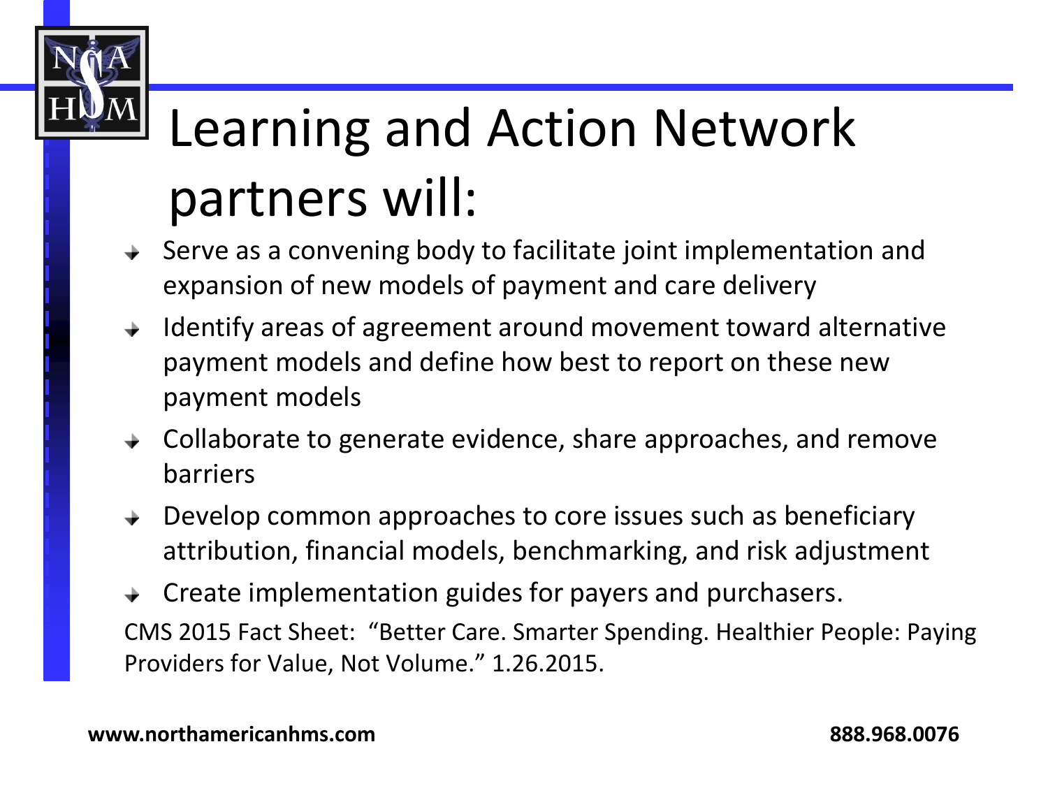# Learning and Action Network partners will:

- Serve as a convening body to facilitate joint implementation and expansion of new models of payment and care delivery
- Identify areas of agreement around movement toward alternative payment models and define how best to report on these new payment models
- Collaborate to generate evidence, share approaches, and remove barriers
- Develop common approaches to core issues such as beneficiary attribution, financial models, benchmarking, and risk adjustment
- Create implementation guides for payers and purchasers.

CMS 2015 Fact Sheet: "Better Care. Smarter Spending. Healthier People: Paying Providers for Value, Not Volume." 1.26.2015.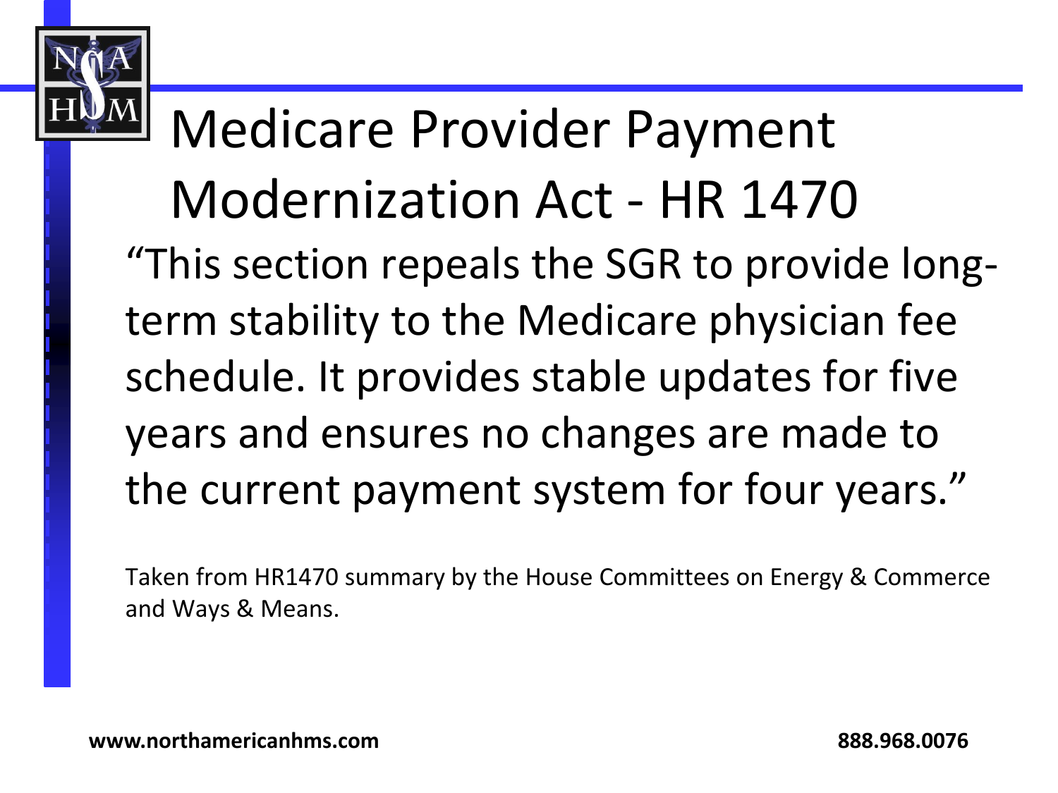# Medicare Provider Payment Modernization Act - HR 1470

"This section repeals the SGR to provide long-term stability to the Medicare physician fee schedule. It provides stable updates for five years and ensures no changes are made to the current payment system for four years."

Taken from HR1470 summary by the House Committees on Energy & Commerce and Ways & Means.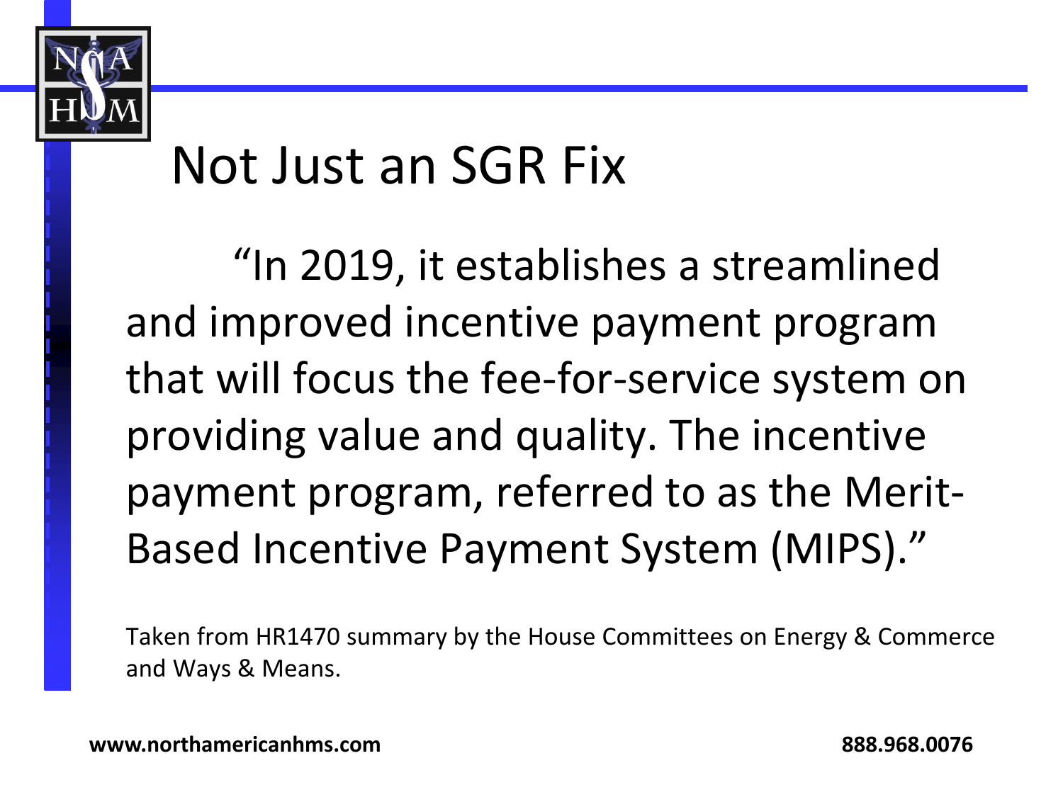# Not Just an SGR Fix

"In 2019, it establishes a streamlined and improved incentive payment program that will focus the fee-for-service system on providing value and quality. The incentive payment program, referred to as the Merit-Based Incentive Payment System (MIPS)."

Taken from HR1470 summary by the House Committees on Energy & Commerce and Ways & Means.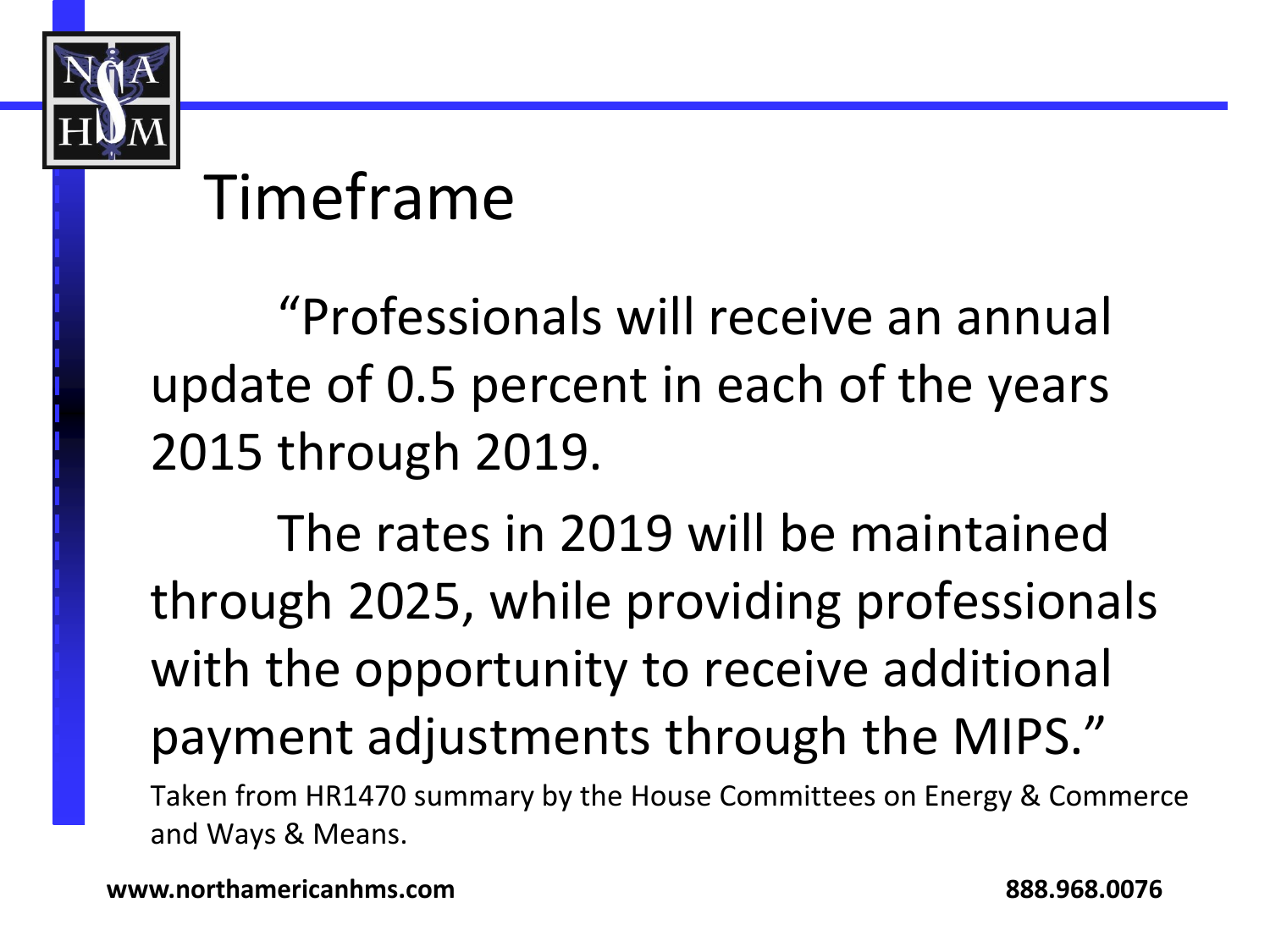# Timeframe

"Professionals will receive an annual update of 0.5 percent in each of the years 2015 through 2019.

The rates in 2019 will be maintained through 2025, while providing professionals with the opportunity to receive additional payment adjustments through the MIPS."

Taken from HR1470 summary by the House Committees on Energy & Commerce and Ways & Means.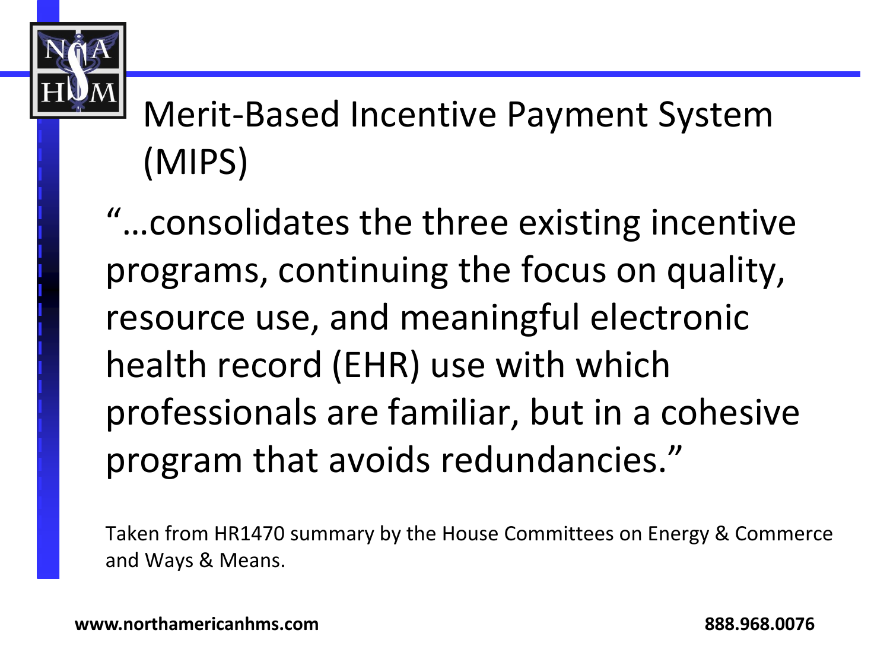# Merit-Based Incentive Payment System (MIPS)

"…consolidates the three existing incentive programs, continuing the focus on quality, resource use, and meaningful electronic health record (EHR) use with which professionals are familiar, but in a cohesive program that avoids redundancies."

Taken from HR1470 summary by the House Committees on Energy & Commerce and Ways & Means.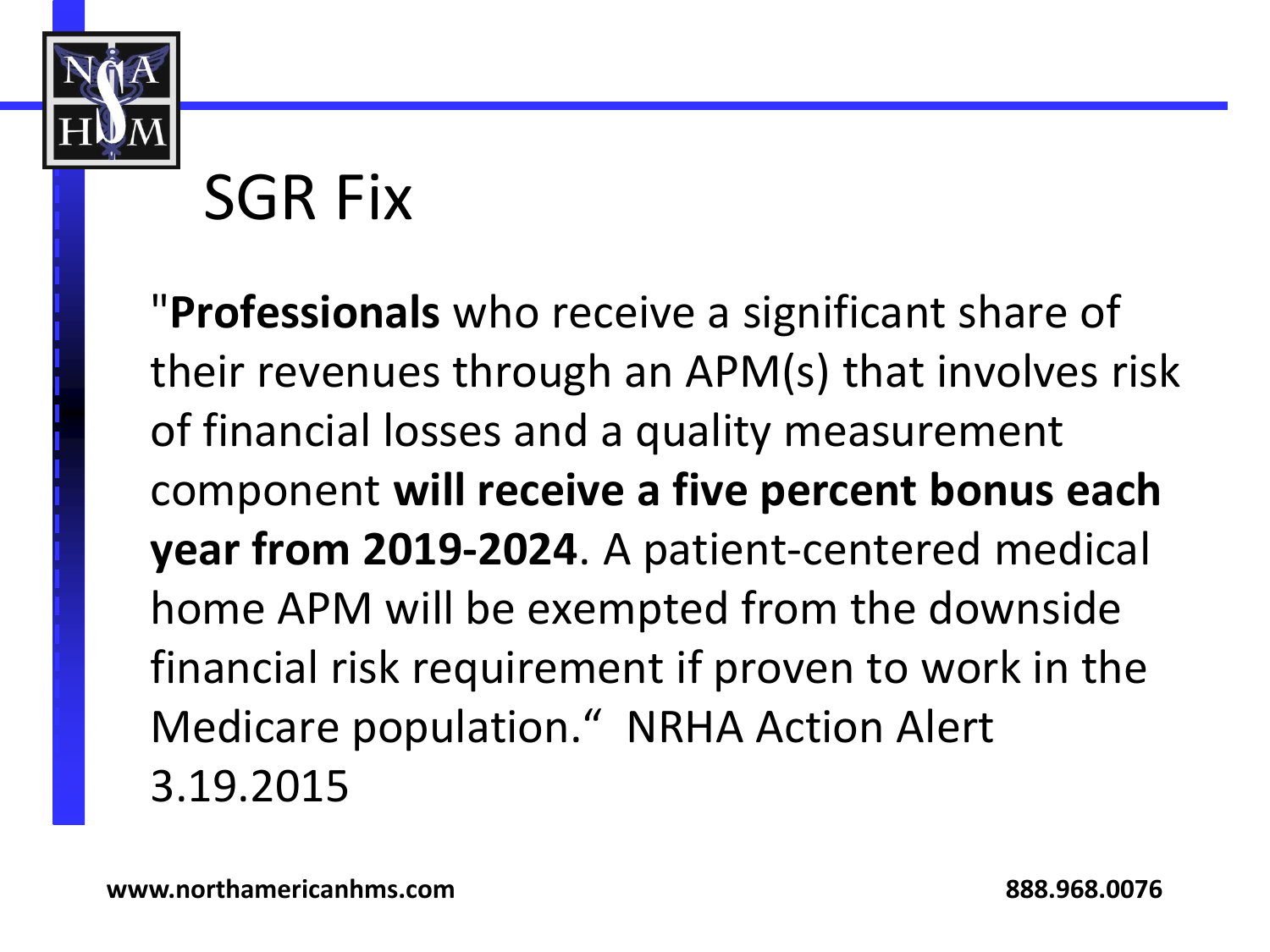# SGR Fix

"**Professionals** who receive a significant share of their revenues through an APM(s) that involves risk of financial losses and a quality measurement component **will receive a five percent bonus each year from 2019-2024**. A patient-centered medical home APM will be exempted from the downside financial risk requirement if proven to work in the Medicare population." NRHA Action Alert 3.19.2015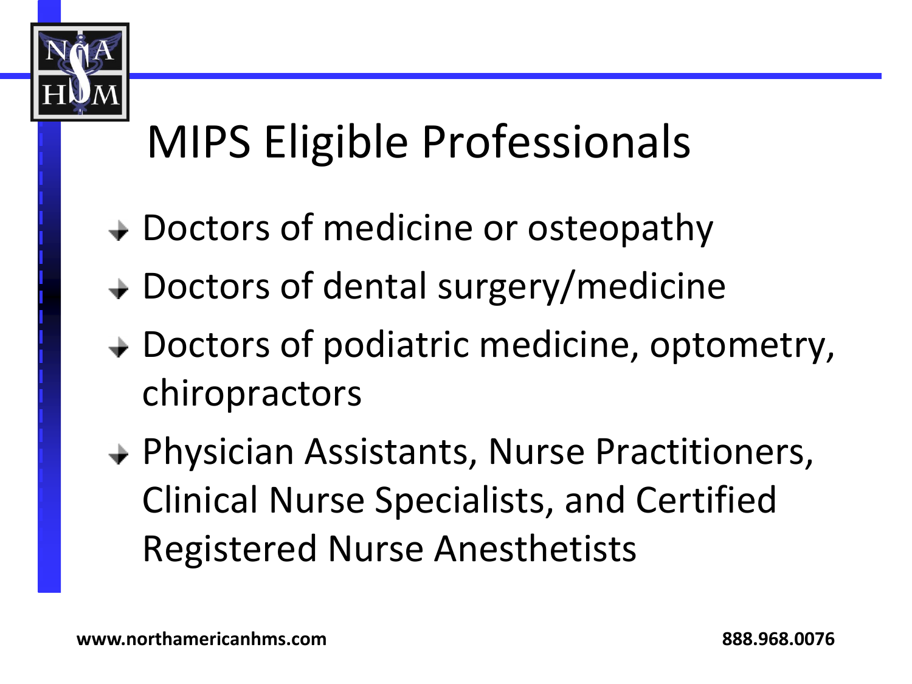# MIPS Eligible Professionals

- Doctors of medicine or osteopathy
- Doctors of dental surgery/medicine
- Doctors of podiatric medicine, optometry, chiropractors
- Physician Assistants, Nurse Practitioners, Clinical Nurse Specialists, and Certified Registered Nurse Anesthetists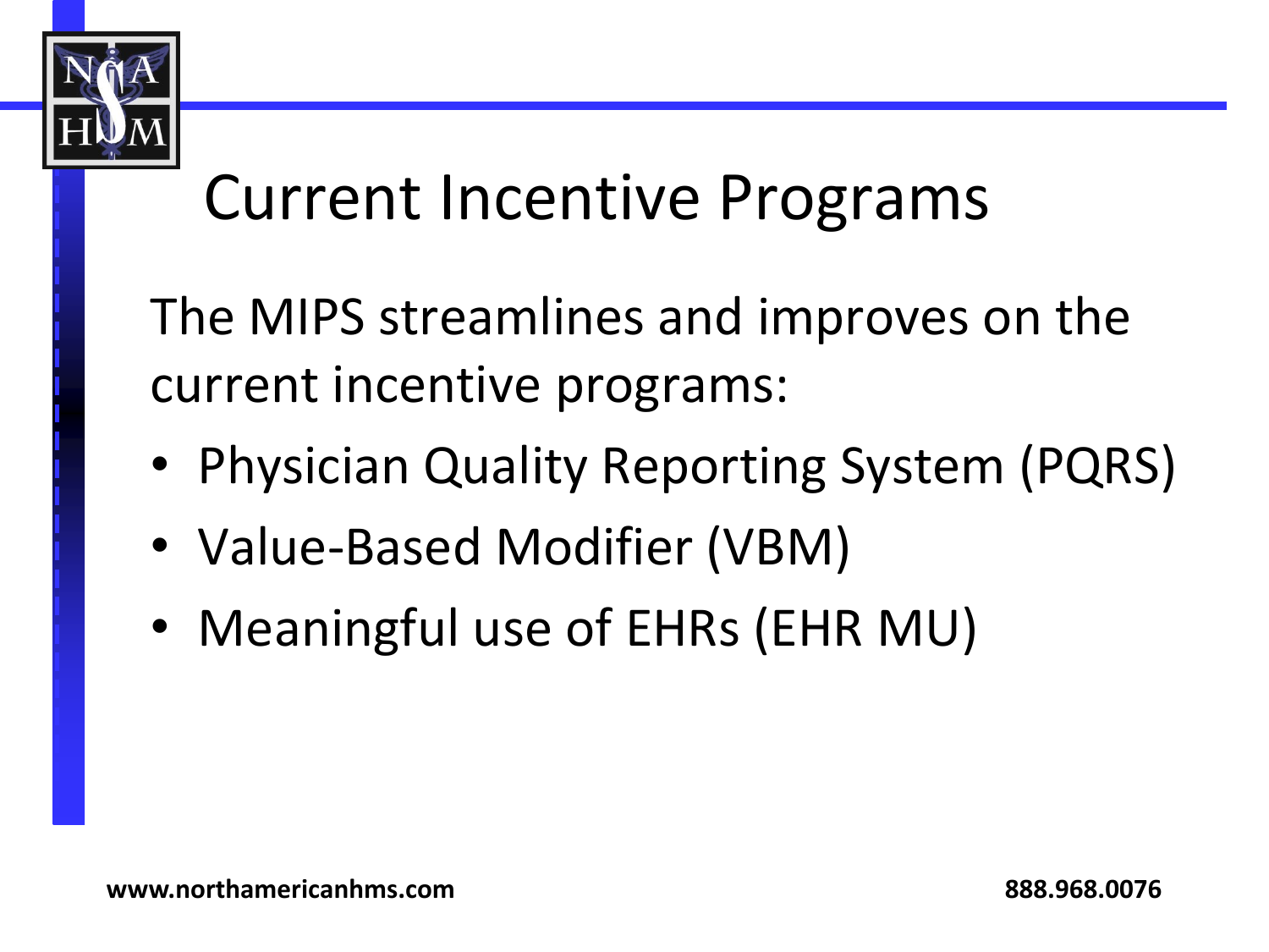# Current Incentive Programs

The MIPS streamlines and improves on the current incentive programs:

- Physician Quality Reporting System (PQRS)
- Value-Based Modifier (VBM)
- Meaningful use of EHRs (EHR MU)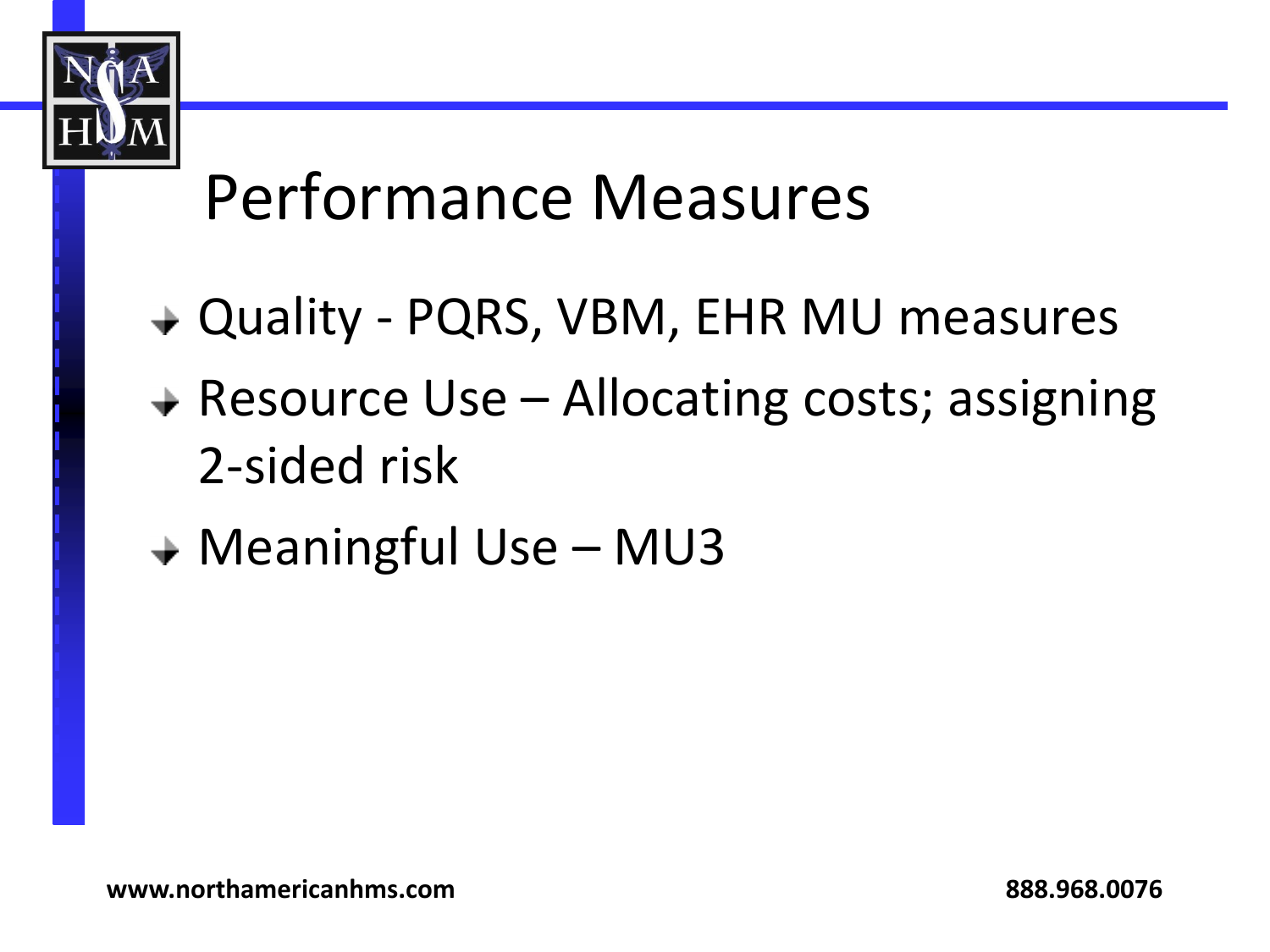# Performance Measures

- Quality - PQRS, VBM, EHR MU measures
- Resource Use – Allocating costs; assigning 2-sided risk
- Meaningful Use – MU3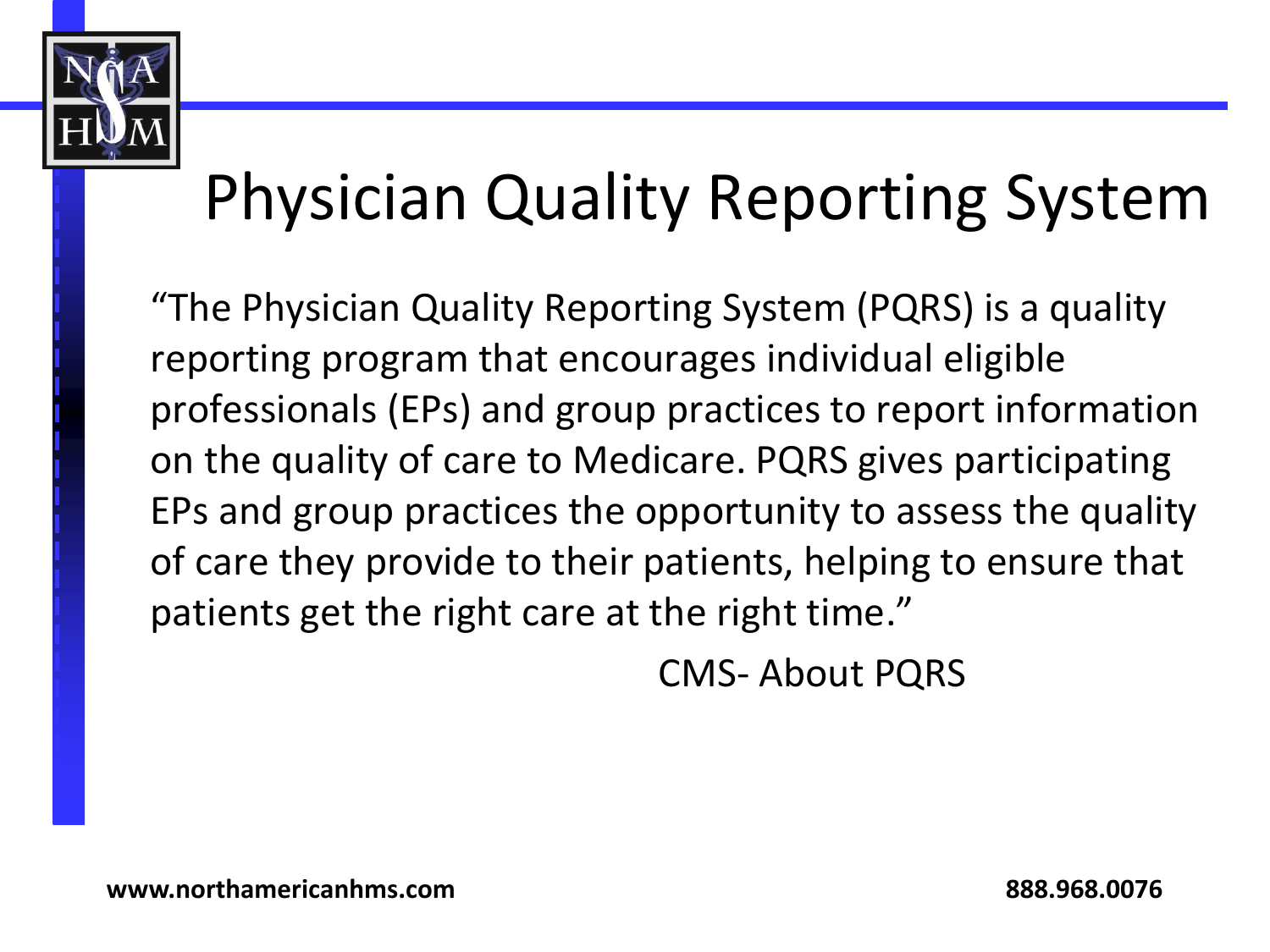# Physician Quality Reporting System

"The Physician Quality Reporting System (PQRS) is a quality reporting program that encourages individual eligible professionals (EPs) and group practices to report information on the quality of care to Medicare. PQRS gives participating EPs and group practices the opportunity to assess the quality of care they provide to their patients, helping to ensure that patients get the right care at the right time."

CMS- About PQRS

**www.northamericanhms.com** **888.968.0076**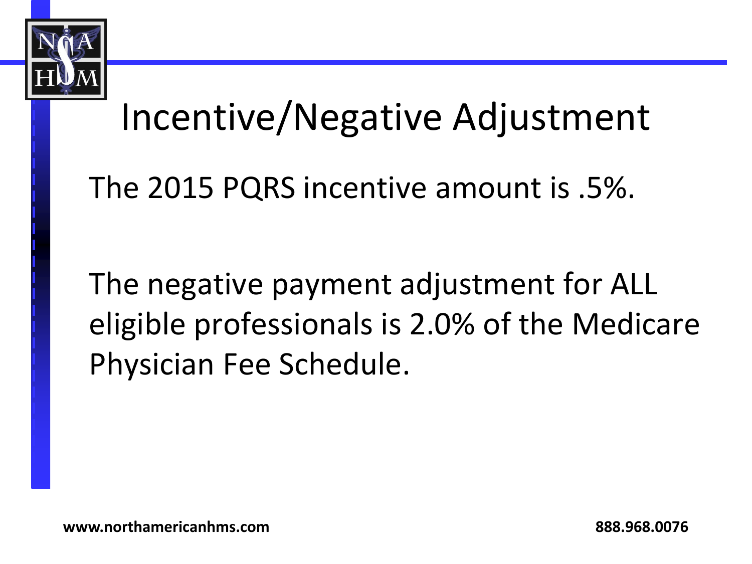# Incentive/Negative Adjustment

The 2015 PQRS incentive amount is .5%.

The negative payment adjustment for ALL eligible professionals is 2.0% of the Medicare Physician Fee Schedule.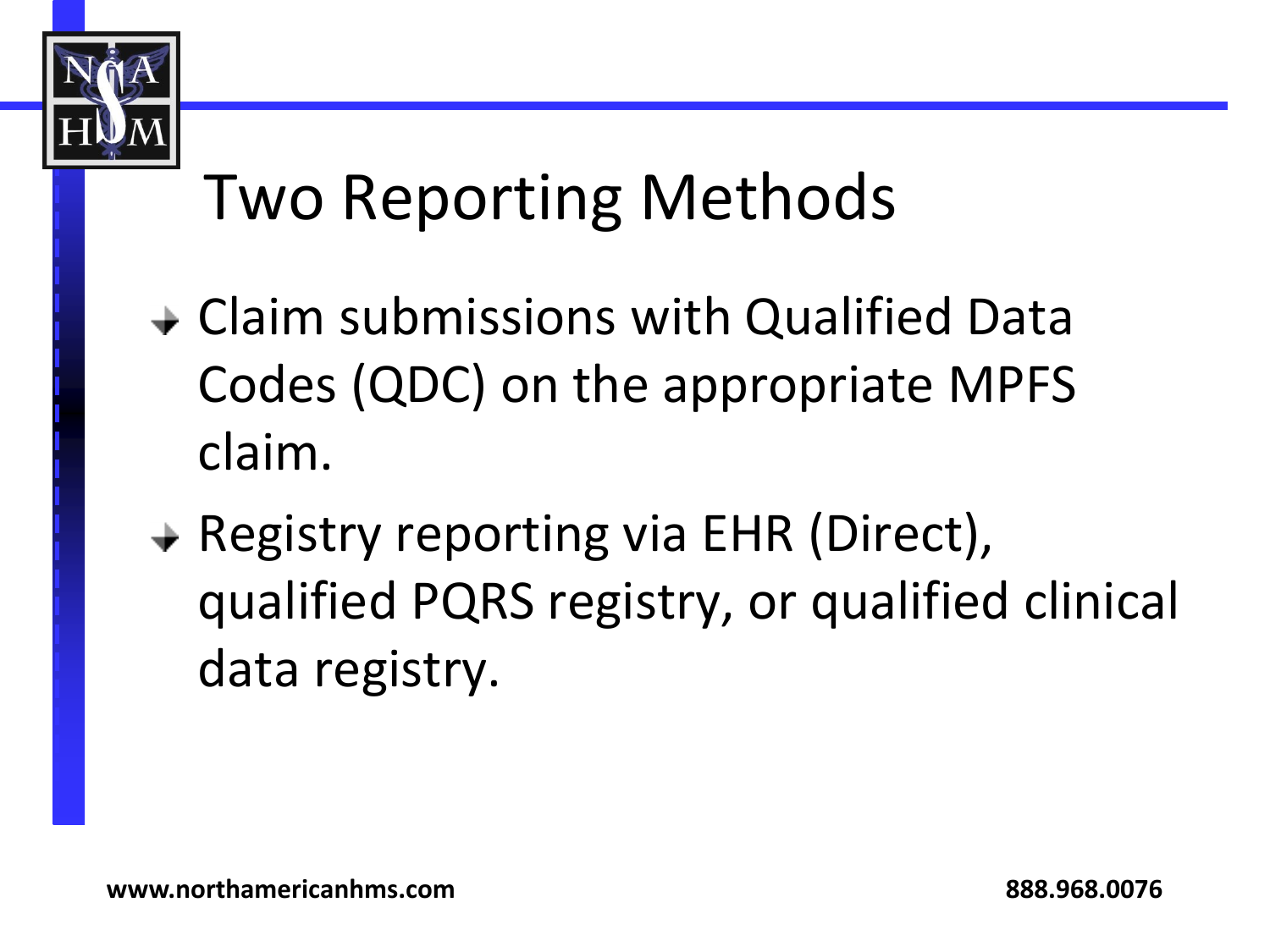# Two Reporting Methods

- Claim submissions with Qualified Data Codes (QDC) on the appropriate MPFS claim.
- Registry reporting via EHR (Direct), qualified PQRS registry, or qualified clinical data registry.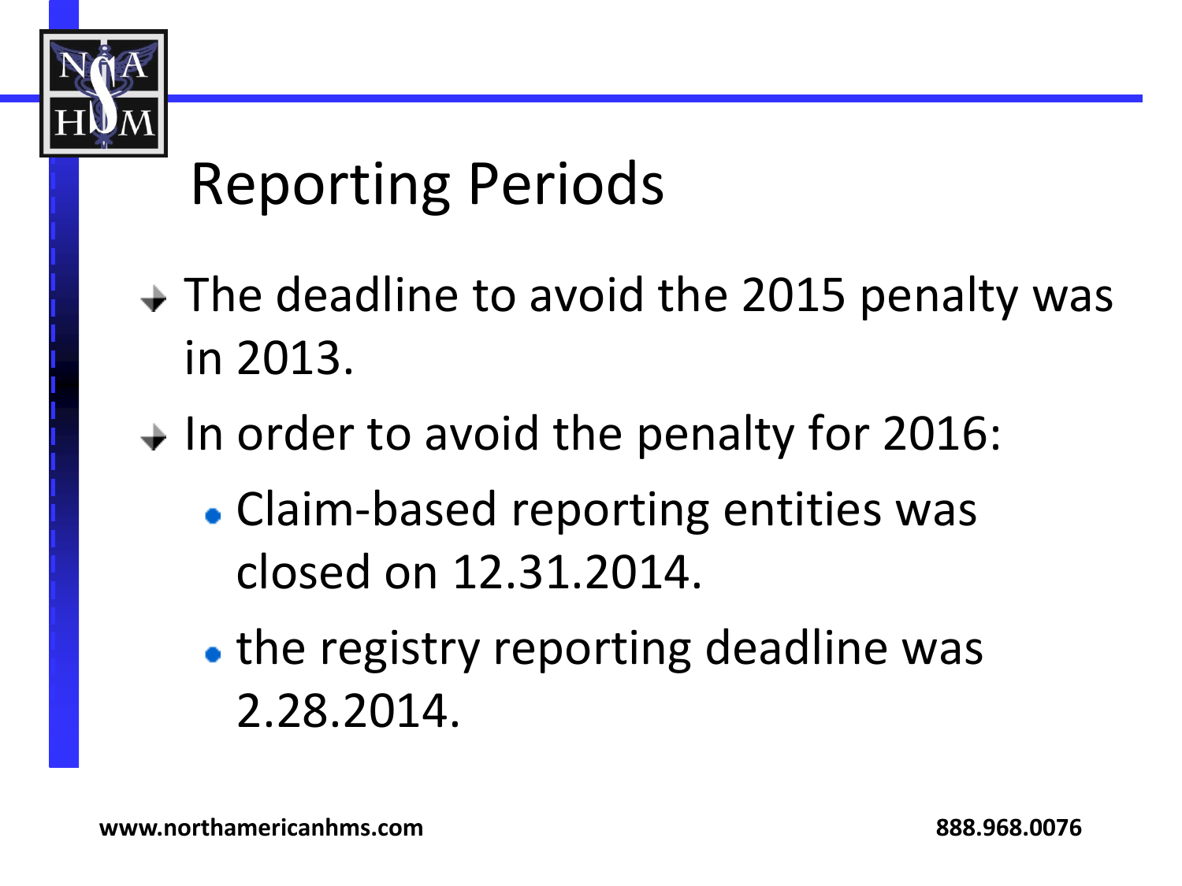# Reporting Periods

- The deadline to avoid the 2015 penalty was in 2013.
- In order to avoid the penalty for 2016:
  - Claim-based reporting entities was closed on 12.31.2014.
  - the registry reporting deadline was 2.28.2014.

www.northamericanhms.com 888.968.0076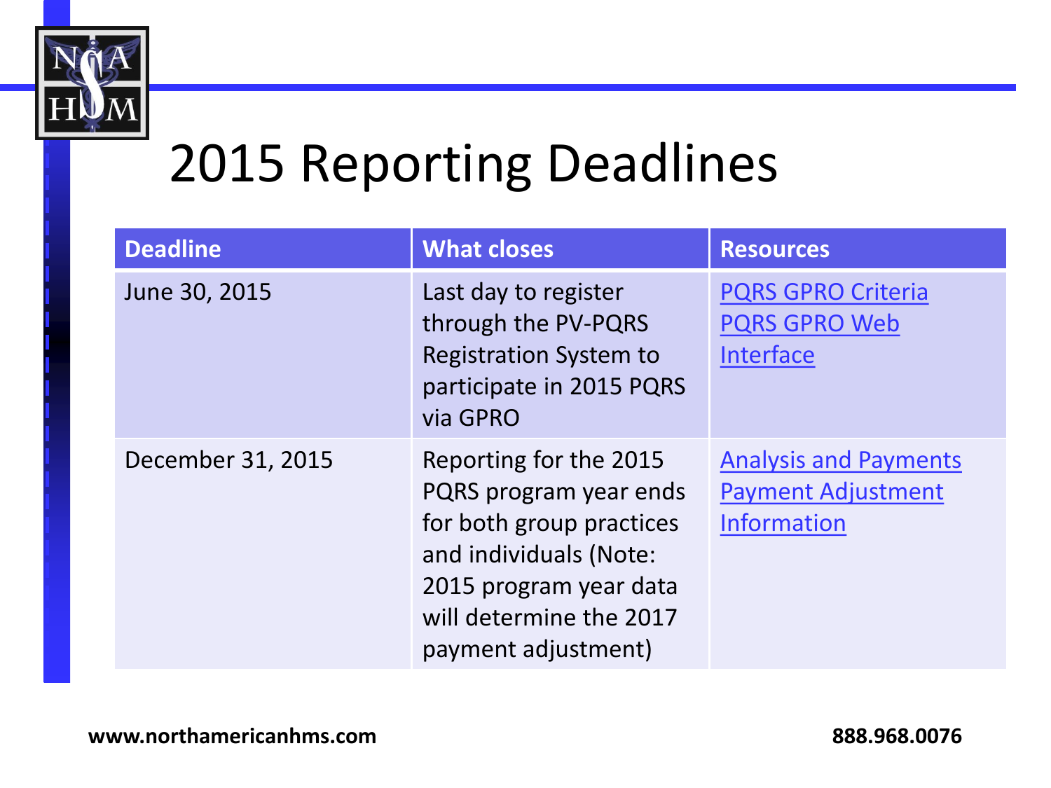# 2015 Reporting Deadlines

| Deadline | What closes | Resources |
| --- | --- | --- |
| June 30, 2015 | Last day to register through the PV-PQRS Registration System to participate in 2015 PQRS via GPRO | PQRS GPRO Criteria<br>PQRS GPRO Web Interface |
| December 31, 2015 | Reporting for the 2015 PQRS program year ends for both group practices and individuals (Note: 2015 program year data will determine the 2017 payment adjustment) | Analysis and Payments<br>Payment Adjustment Information |

**www.northamericanhms.com** **888.968.0076**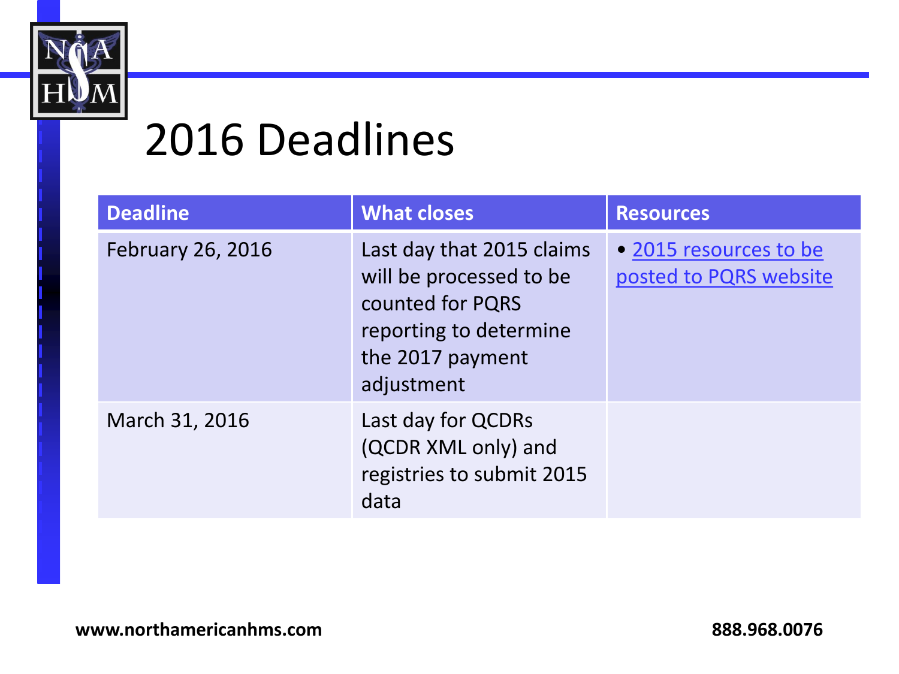# 2016 Deadlines

| Deadline | What closes | Resources |
|---|---|---|
| February 26, 2016 | Last day that 2015 claims will be processed to be counted for PQRS reporting to determine the 2017 payment adjustment | • 2015 resources to be posted to PQRS website |
| March 31, 2016 | Last day for QCDRs (QCDR XML only) and registries to submit 2015 data | |

**www.northamericanhms.com** **888.968.0076**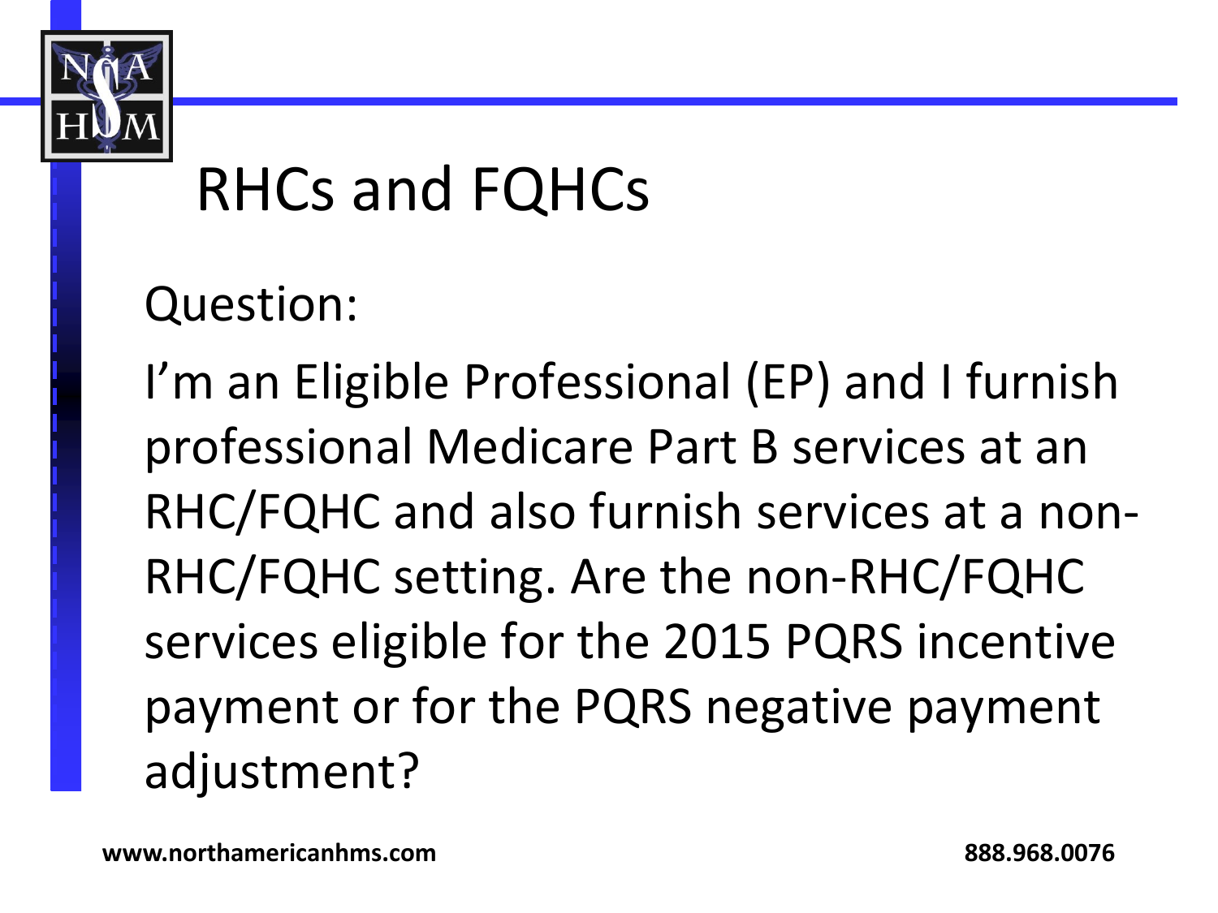# RHCs and FQHCs

Question:

I'm an Eligible Professional (EP) and I furnish professional Medicare Part B services at an RHC/FQHC and also furnish services at a non-RHC/FQHC setting. Are the non-RHC/FQHC services eligible for the 2015 PQRS incentive payment or for the PQRS negative payment adjustment?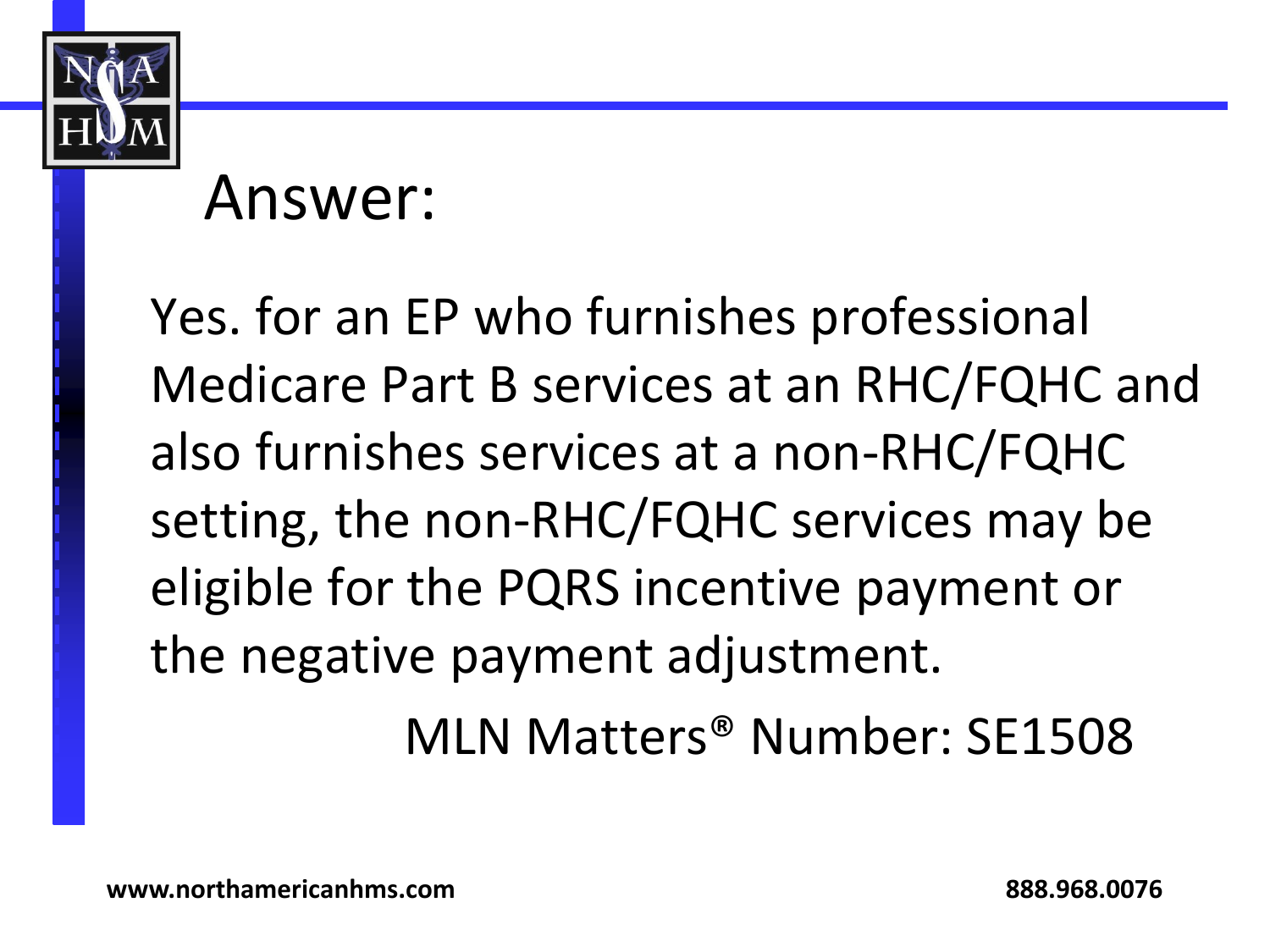# Answer:

Yes. for an EP who furnishes professional Medicare Part B services at an RHC/FQHC and also furnishes services at a non-RHC/FQHC setting, the non-RHC/FQHC services may be eligible for the PQRS incentive payment or the negative payment adjustment.

MLN Matters® Number: SE1508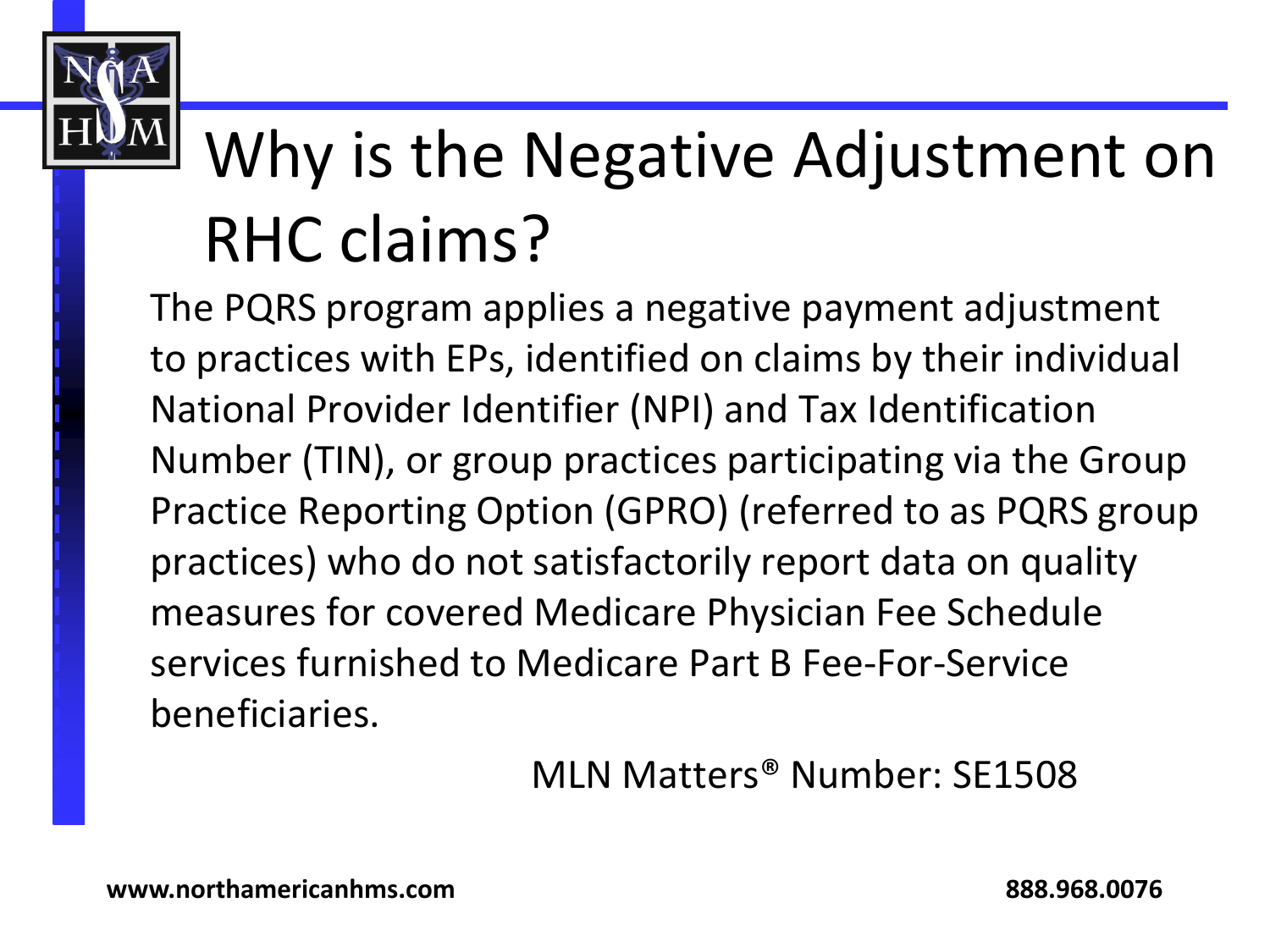# Why is the Negative Adjustment on RHC claims?

The PQRS program applies a negative payment adjustment to practices with EPs, identified on claims by their individual National Provider Identifier (NPI) and Tax Identification Number (TIN), or group practices participating via the Group Practice Reporting Option (GPRO) (referred to as PQRS group practices) who do not satisfactorily report data on quality measures for covered Medicare Physician Fee Schedule services furnished to Medicare Part B Fee-For-Service beneficiaries.

MLN Matters® Number: SE1508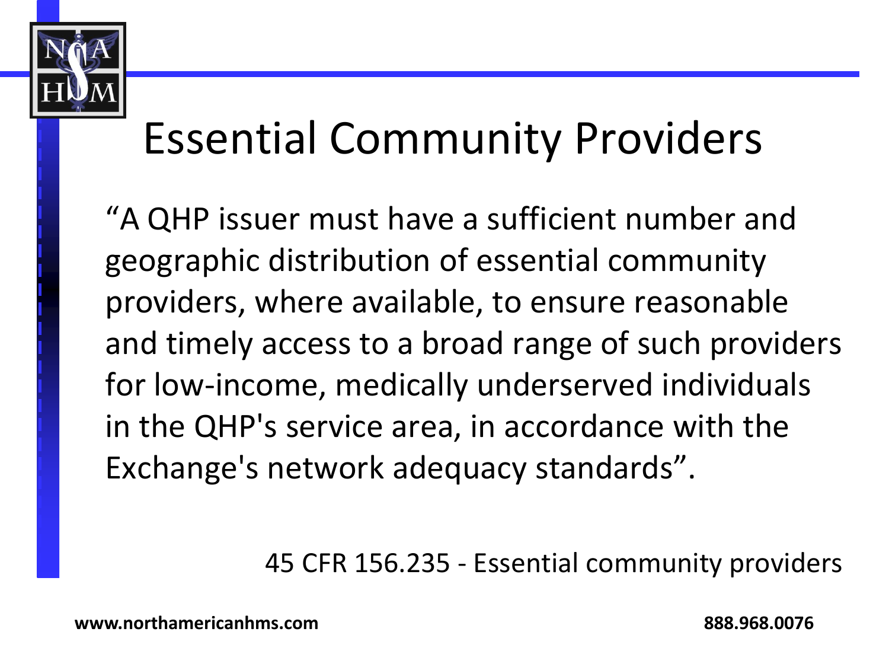# Essential Community Providers

"A QHP issuer must have a sufficient number and geographic distribution of essential community providers, where available, to ensure reasonable and timely access to a broad range of such providers for low-income, medically underserved individuals in the QHP's service area, in accordance with the Exchange's network adequacy standards".

45 CFR 156.235 - Essential community providers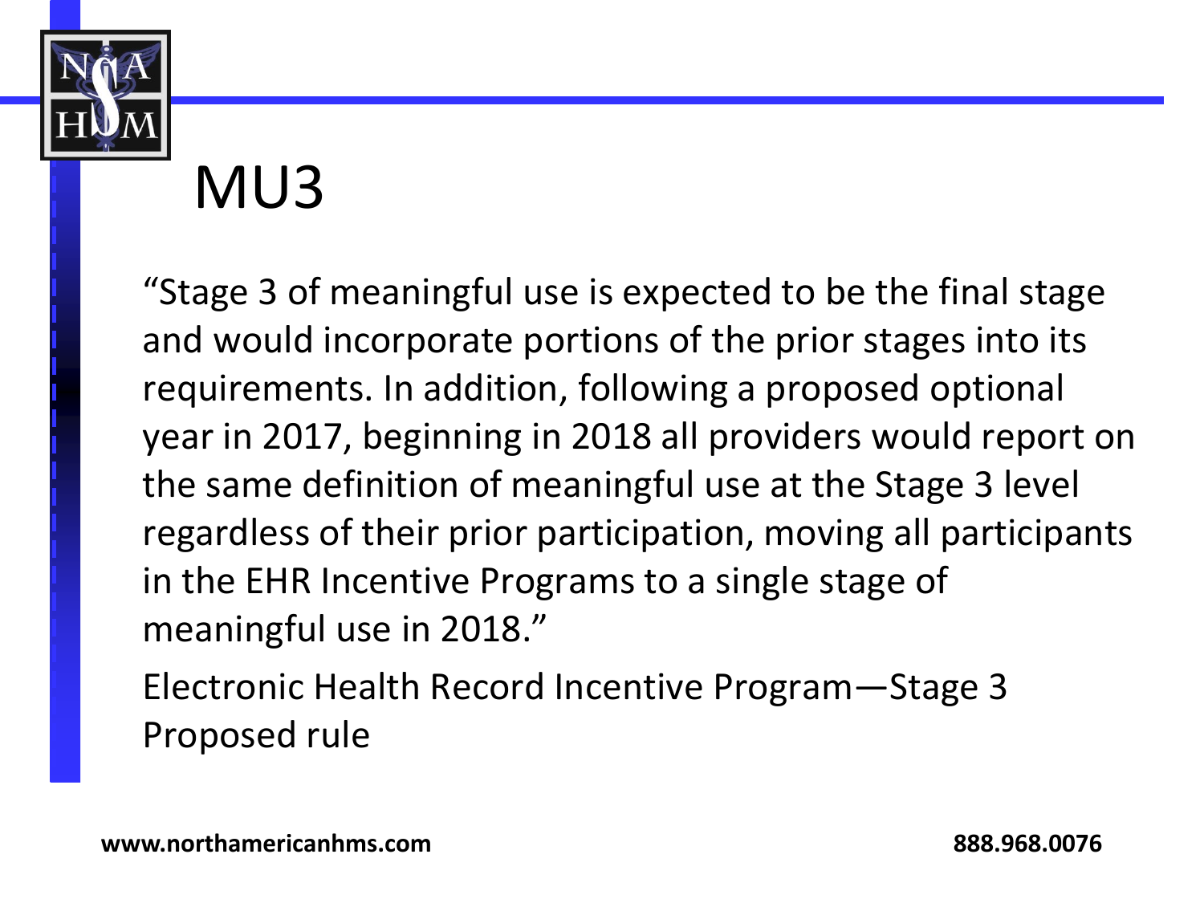# MU3

"Stage 3 of meaningful use is expected to be the final stage and would incorporate portions of the prior stages into its requirements. In addition, following a proposed optional year in 2017, beginning in 2018 all providers would report on the same definition of meaningful use at the Stage 3 level regardless of their prior participation, moving all participants in the EHR Incentive Programs to a single stage of meaningful use in 2018."

Electronic Health Record Incentive Program—Stage 3 Proposed rule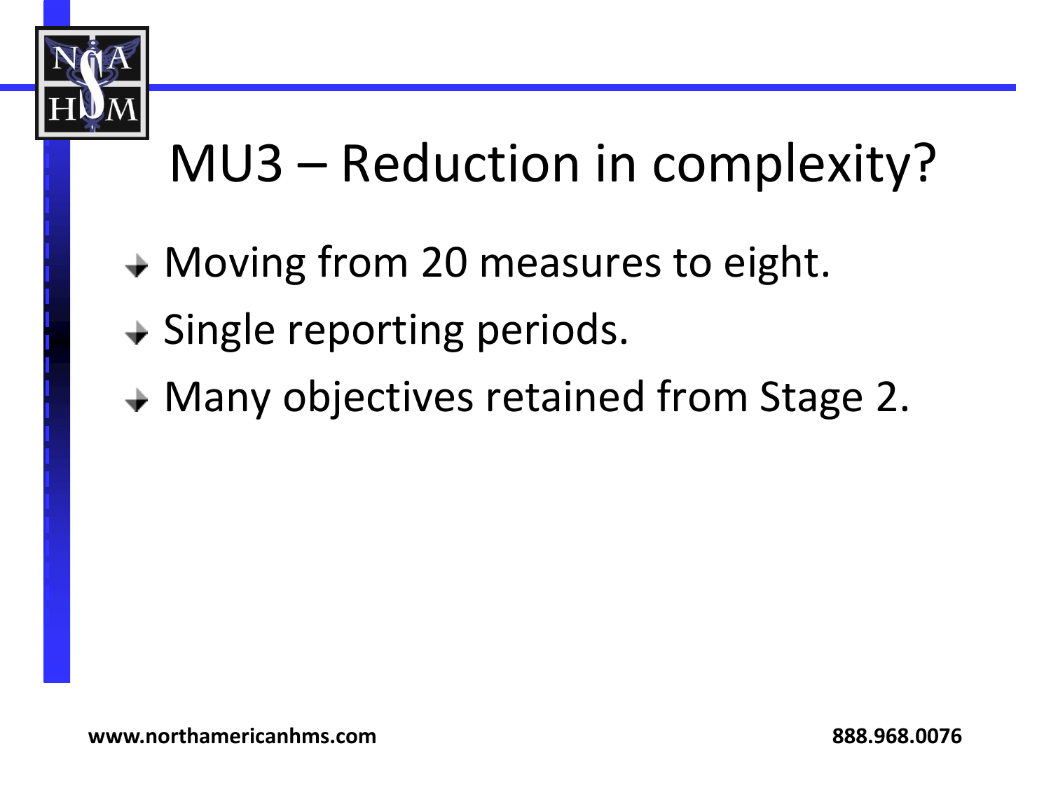# MU3 – Reduction in complexity?

- Moving from 20 measures to eight.
- Single reporting periods.
- Many objectives retained from Stage 2.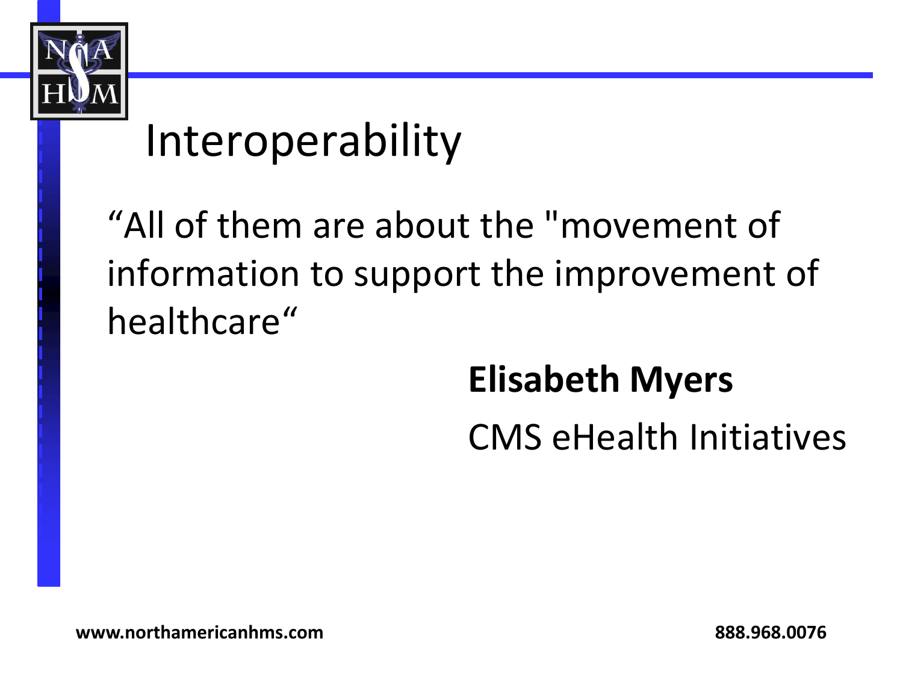# Interoperability

“All of them are about the "movement of information to support the improvement of healthcare“

**Elisabeth Myers**

CMS eHealth Initiatives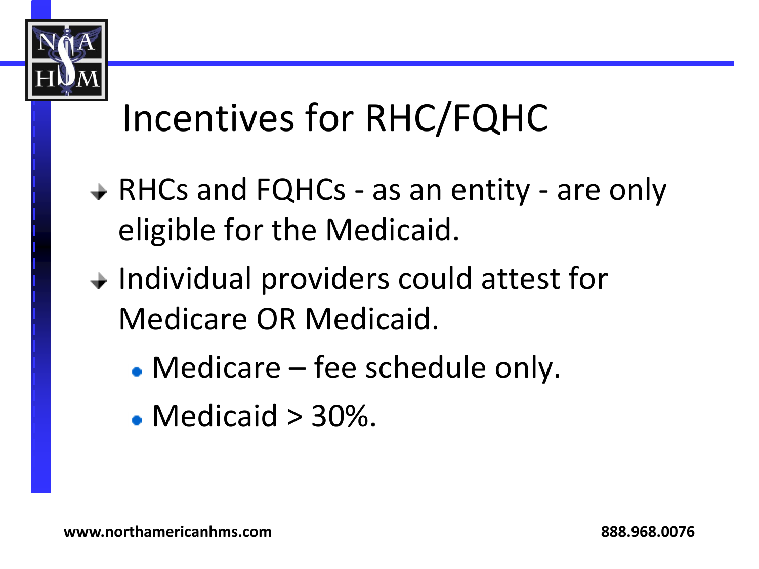# Incentives for RHC/FQHC

- RHCs and FQHCs - as an entity - are only eligible for the Medicaid.
- Individual providers could attest for Medicare OR Medicaid.
  - Medicare – fee schedule only.
  - Medicaid > 30%.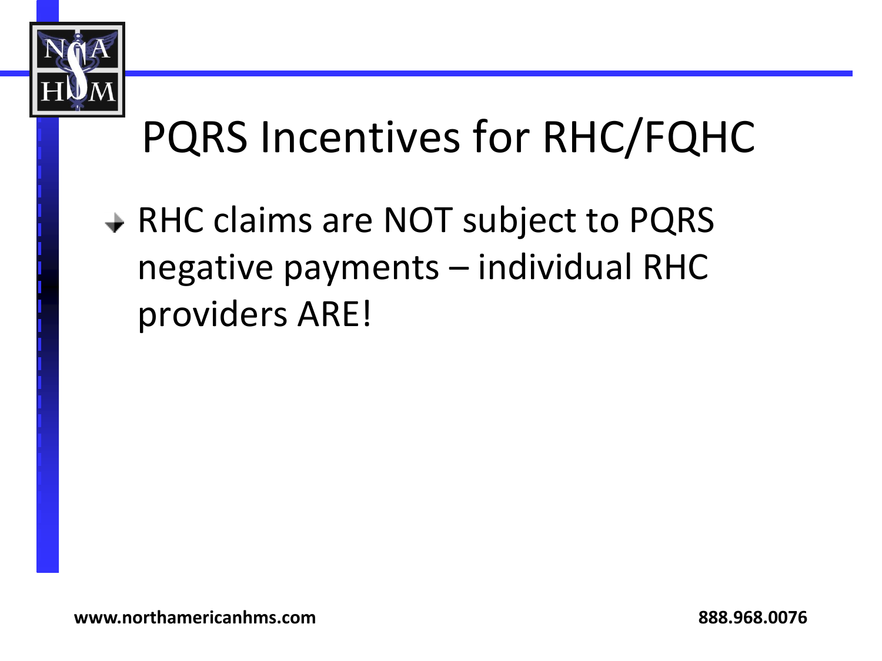# PQRS Incentives for RHC/FQHC

- RHC claims are NOT subject to PQRS negative payments – individual RHC providers ARE!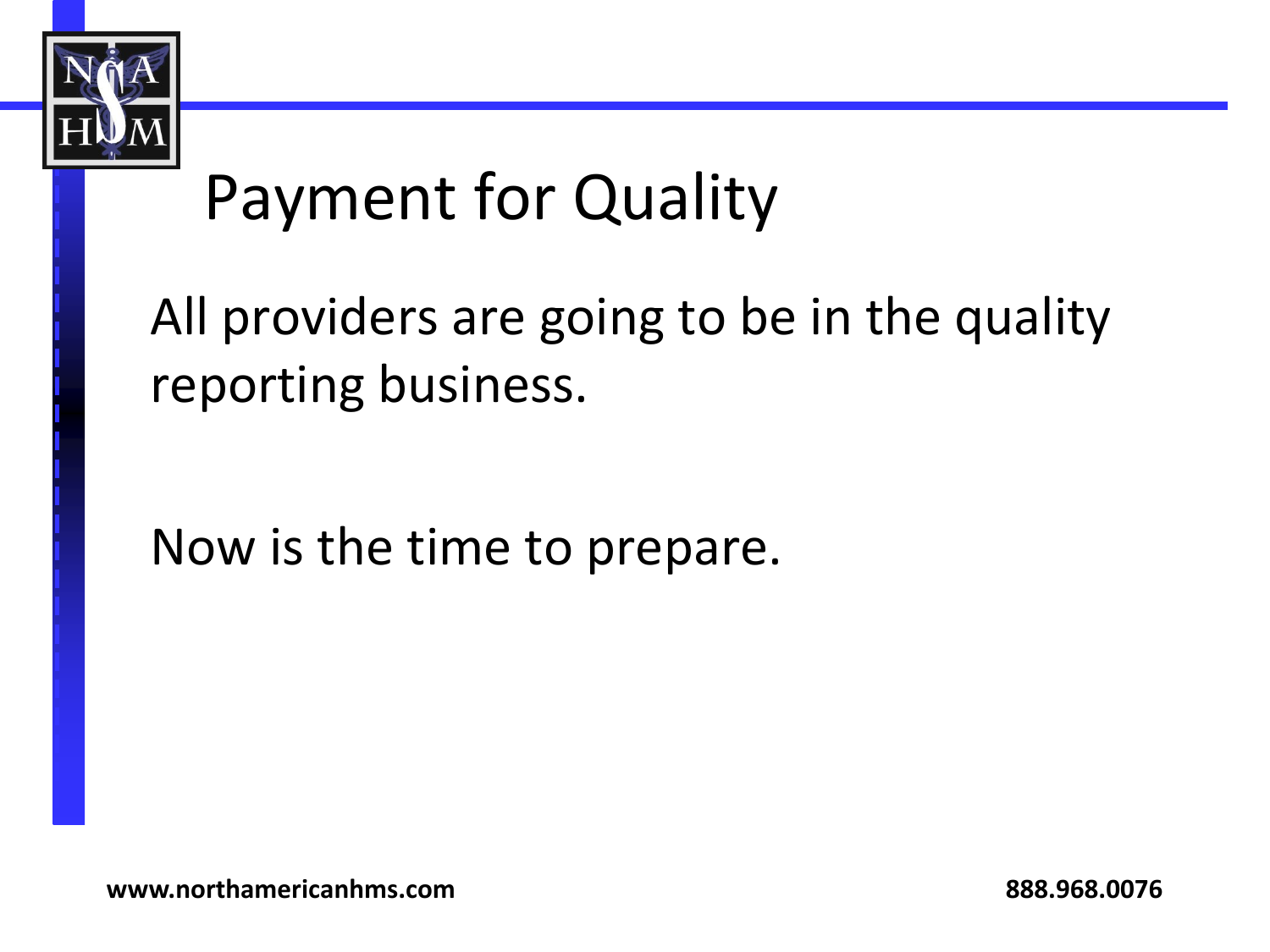# Payment for Quality

All providers are going to be in the quality reporting business.

Now is the time to prepare.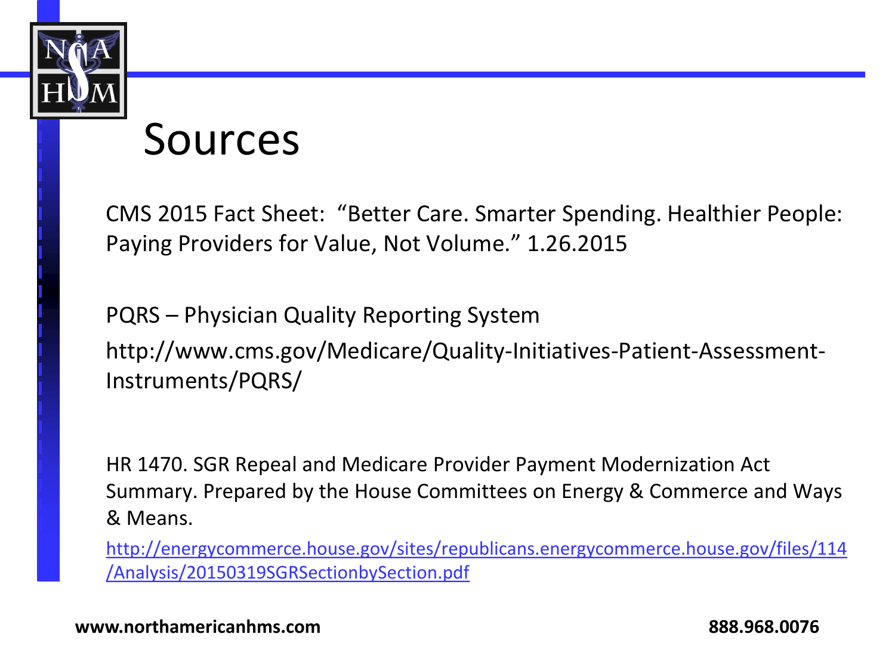# Sources

CMS 2015 Fact Sheet: "Better Care. Smarter Spending. Healthier People: Paying Providers for Value, Not Volume." 1.26.2015

PQRS – Physician Quality Reporting System

http://www.cms.gov/Medicare/Quality-Initiatives-Patient-Assessment-Instruments/PQRS/

HR 1470. SGR Repeal and Medicare Provider Payment Modernization Act Summary. Prepared by the House Committees on Energy & Commerce and Ways & Means.

http://energycommerce.house.gov/sites/republicans.energycommerce.house.gov/files/114/Analysis/20150319SGRSectionbySection.pdf

**www.northamericanhms.com** **888.968.0076**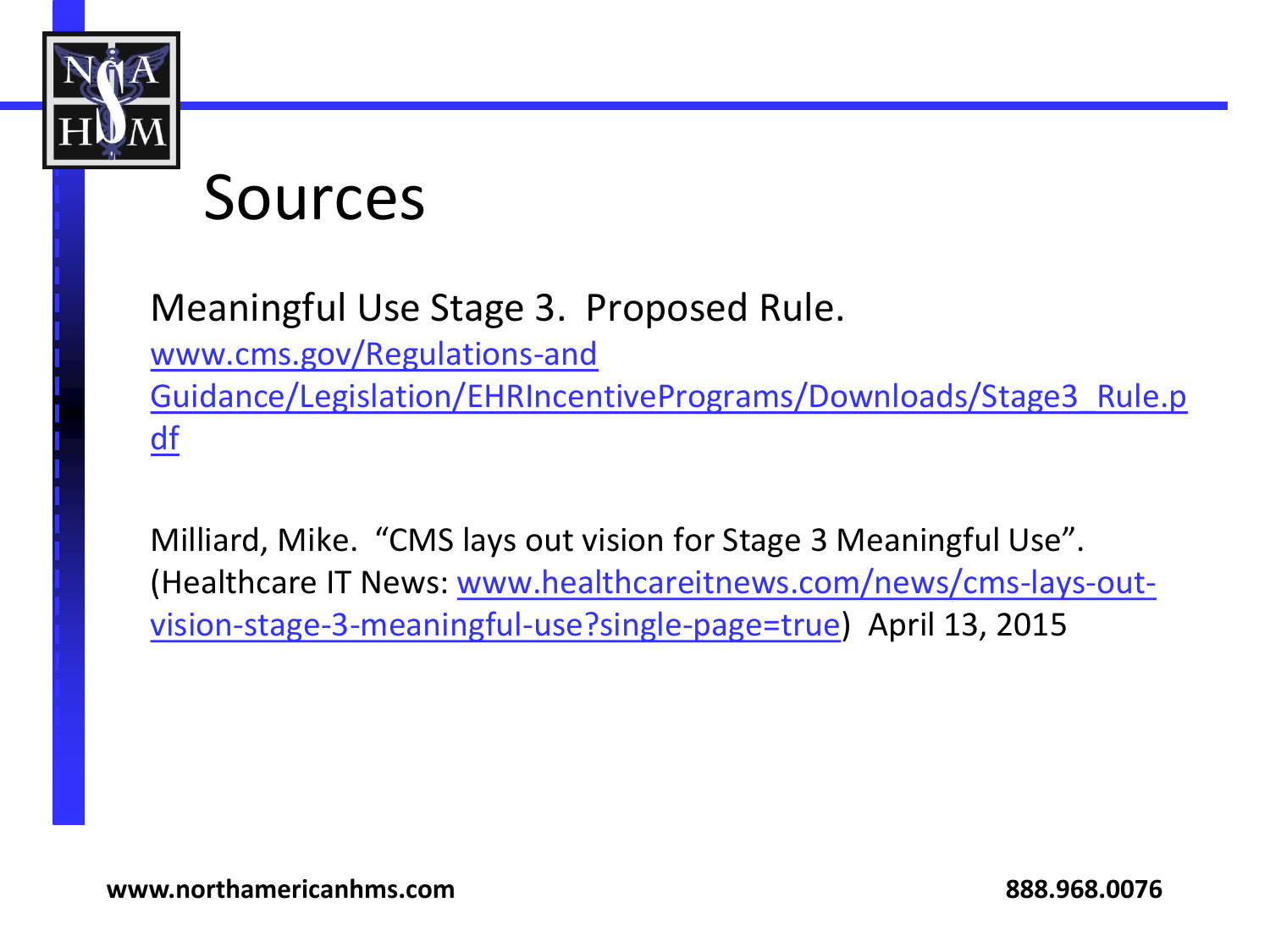# Sources

Meaningful Use Stage 3. Proposed Rule.
www.cms.gov/Regulations-and Guidance/Legislation/EHRIncentivePrograms/Downloads/Stage3_Rule.pdf

Milliard, Mike. "CMS lays out vision for Stage 3 Meaningful Use". (Healthcare IT News: www.healthcareitnews.com/news/cms-lays-out-vision-stage-3-meaningful-use?single-page=true) April 13, 2015

**www.northamericanhms.com** **888.968.0076**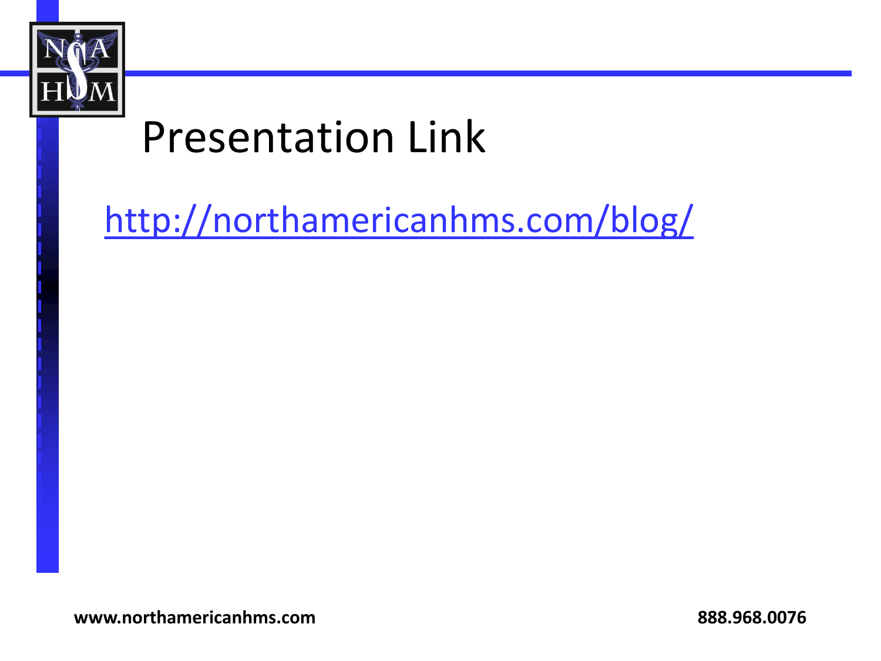# Presentation Link

http://northamericanhms.com/blog/

www.northamericanhms.com

888.968.0076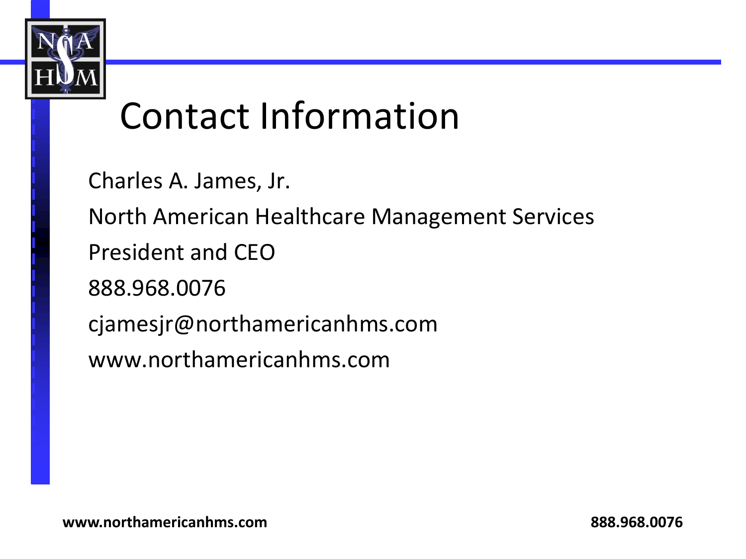# Contact Information

Charles A. James, Jr.

North American Healthcare Management Services

President and CEO

888.968.0076

cjamesjr@northamericanhms.com

www.northamericanhms.com